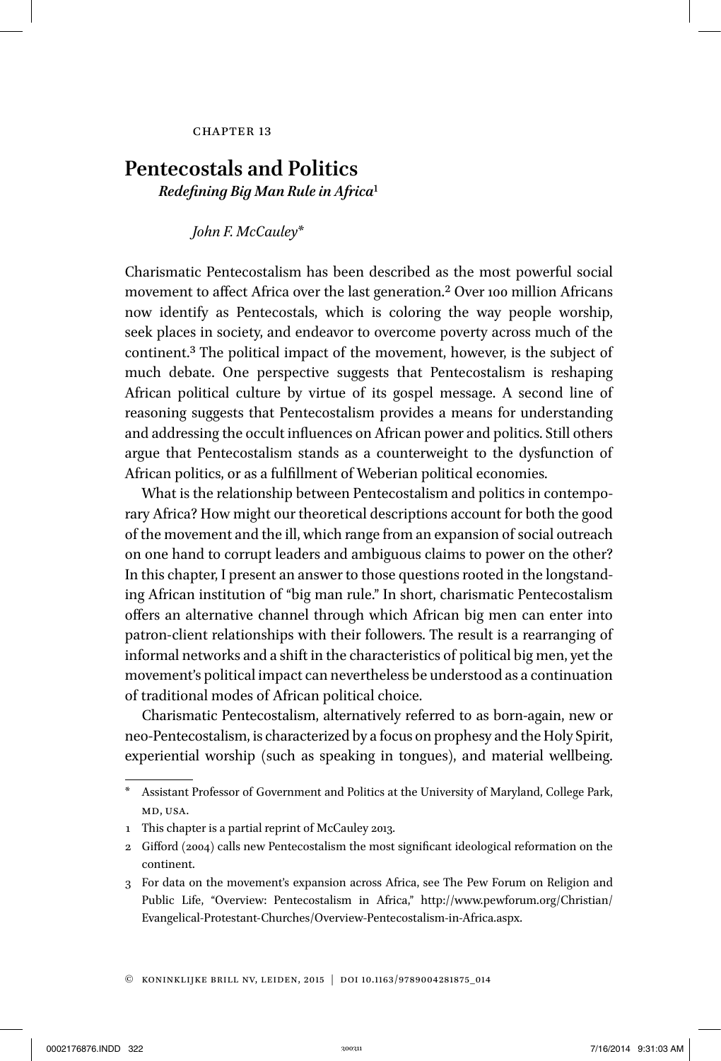CHAPTER 13

# Pentecostals and Politics

## *Redefining Big Man Rule in Africa*[1]

*John F. McCauley**

Charismatic Pentecostalism has been described as the most powerful social movement to affect Africa over the last generation.[2] Over 100 million Africans now identify as Pentecostals, which is coloring the way people worship, seek places in society, and endeavor to overcome poverty across much of the continent.[3] The political impact of the movement, however, is the subject of much debate. One perspective suggests that Pentecostalism is reshaping African political culture by virtue of its gospel message. A second line of reasoning suggests that Pentecostalism provides a means for understanding and addressing the occult influences on African power and politics. Still others argue that Pentecostalism stands as a counterweight to the dysfunction of African politics, or as a fulfillment of Weberian political economies.

What is the relationship between Pentecostalism and politics in contemporary Africa? How might our theoretical descriptions account for both the good of the movement and the ill, which range from an expansion of social outreach on one hand to corrupt leaders and ambiguous claims to power on the other? In this chapter, I present an answer to those questions rooted in the longstanding African institution of "big man rule." In short, charismatic Pentecostalism offers an alternative channel through which African big men can enter into patron-client relationships with their followers. The result is a rearranging of informal networks and a shift in the characteristics of political big men, yet the movement's political impact can nevertheless be understood as a continuation of traditional modes of African political choice.

Charismatic Pentecostalism, alternatively referred to as born-again, new or neo-Pentecostalism, is characterized by a focus on prophesy and the Holy Spirit, experiential worship (such as speaking in tongues), and material wellbeing.

---

\* Assistant Professor of Government and Politics at the University of Maryland, College Park, MD, USA.

1 This chapter is a partial reprint of McCauley 2013.

2 Gifford (2004) calls new Pentecostalism the most significant ideological reformation on the continent.

3 For data on the movement's expansion across Africa, see The Pew Forum on Religion and Public Life, "Overview: Pentecostalism in Africa," http://www.pewforum.org/Christian/Evangelical-Protestant-Churches/Overview-Pentecostalism-in-Africa.aspx.

© KONINKLIJKE BRILL NV, LEIDEN, 2015 | DOI 10.1163/9789004281875_014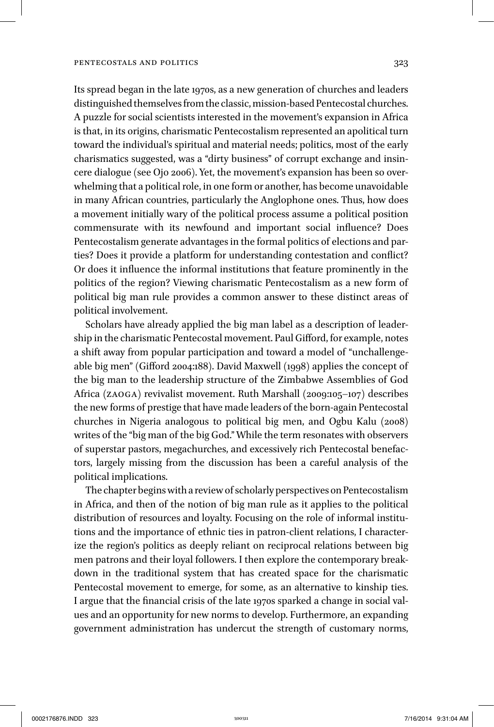Its spread began in the late 1970s, as a new generation of churches and leaders distinguished themselves from the classic, mission-based Pentecostal churches. A puzzle for social scientists interested in the movement's expansion in Africa is that, in its origins, charismatic Pentecostalism represented an apolitical turn toward the individual's spiritual and material needs; politics, most of the early charismatics suggested, was a "dirty business" of corrupt exchange and insincere dialogue (see Ojo 2006). Yet, the movement's expansion has been so overwhelming that a political role, in one form or another, has become unavoidable in many African countries, particularly the Anglophone ones. Thus, how does a movement initially wary of the political process assume a political position commensurate with its newfound and important social influence? Does Pentecostalism generate advantages in the formal politics of elections and parties? Does it provide a platform for understanding contestation and conflict? Or does it influence the informal institutions that feature prominently in the politics of the region? Viewing charismatic Pentecostalism as a new form of political big man rule provides a common answer to these distinct areas of political involvement.

Scholars have already applied the big man label as a description of leadership in the charismatic Pentecostal movement. Paul Gifford, for example, notes a shift away from popular participation and toward a model of "unchallengeable big men" (Gifford 2004:188). David Maxwell (1998) applies the concept of the big man to the leadership structure of the Zimbabwe Assemblies of God Africa (ZAOGA) revivalist movement. Ruth Marshall (2009:105–107) describes the new forms of prestige that have made leaders of the born-again Pentecostal churches in Nigeria analogous to political big men, and Ogbu Kalu (2008) writes of the "big man of the big God." While the term resonates with observers of superstar pastors, megachurches, and excessively rich Pentecostal benefactors, largely missing from the discussion has been a careful analysis of the political implications.

The chapter begins with a review of scholarly perspectives on Pentecostalism in Africa, and then of the notion of big man rule as it applies to the political distribution of resources and loyalty. Focusing on the role of informal institutions and the importance of ethnic ties in patron-client relations, I characterize the region's politics as deeply reliant on reciprocal relations between big men patrons and their loyal followers. I then explore the contemporary breakdown in the traditional system that has created space for the charismatic Pentecostal movement to emerge, for some, as an alternative to kinship ties. I argue that the financial crisis of the late 1970s sparked a change in social values and an opportunity for new norms to develop. Furthermore, an expanding government administration has undercut the strength of customary norms,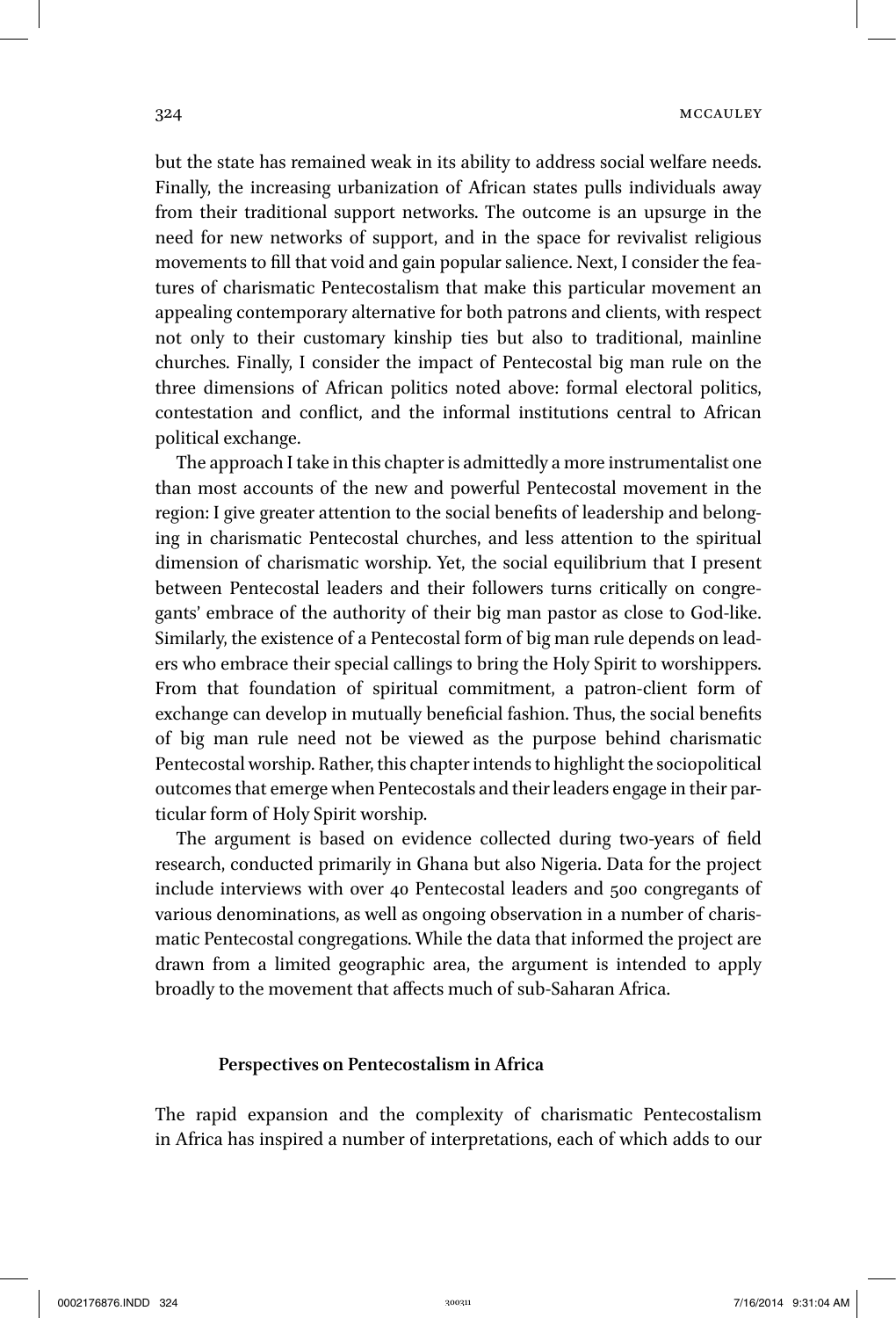but the state has remained weak in its ability to address social welfare needs. Finally, the increasing urbanization of African states pulls individuals away from their traditional support networks. The outcome is an upsurge in the need for new networks of support, and in the space for revivalist religious movements to fill that void and gain popular salience. Next, I consider the features of charismatic Pentecostalism that make this particular movement an appealing contemporary alternative for both patrons and clients, with respect not only to their customary kinship ties but also to traditional, mainline churches. Finally, I consider the impact of Pentecostal big man rule on the three dimensions of African politics noted above: formal electoral politics, contestation and conflict, and the informal institutions central to African political exchange.

The approach I take in this chapter is admittedly a more instrumentalist one than most accounts of the new and powerful Pentecostal movement in the region: I give greater attention to the social benefits of leadership and belonging in charismatic Pentecostal churches, and less attention to the spiritual dimension of charismatic worship. Yet, the social equilibrium that I present between Pentecostal leaders and their followers turns critically on congregants' embrace of the authority of their big man pastor as close to God-like. Similarly, the existence of a Pentecostal form of big man rule depends on leaders who embrace their special callings to bring the Holy Spirit to worshippers. From that foundation of spiritual commitment, a patron-client form of exchange can develop in mutually beneficial fashion. Thus, the social benefits of big man rule need not be viewed as the purpose behind charismatic Pentecostal worship. Rather, this chapter intends to highlight the sociopolitical outcomes that emerge when Pentecostals and their leaders engage in their particular form of Holy Spirit worship.

The argument is based on evidence collected during two-years of field research, conducted primarily in Ghana but also Nigeria. Data for the project include interviews with over 40 Pentecostal leaders and 500 congregants of various denominations, as well as ongoing observation in a number of charismatic Pentecostal congregations. While the data that informed the project are drawn from a limited geographic area, the argument is intended to apply broadly to the movement that affects much of sub-Saharan Africa.

## Perspectives on Pentecostalism in Africa

The rapid expansion and the complexity of charismatic Pentecostalism in Africa has inspired a number of interpretations, each of which adds to our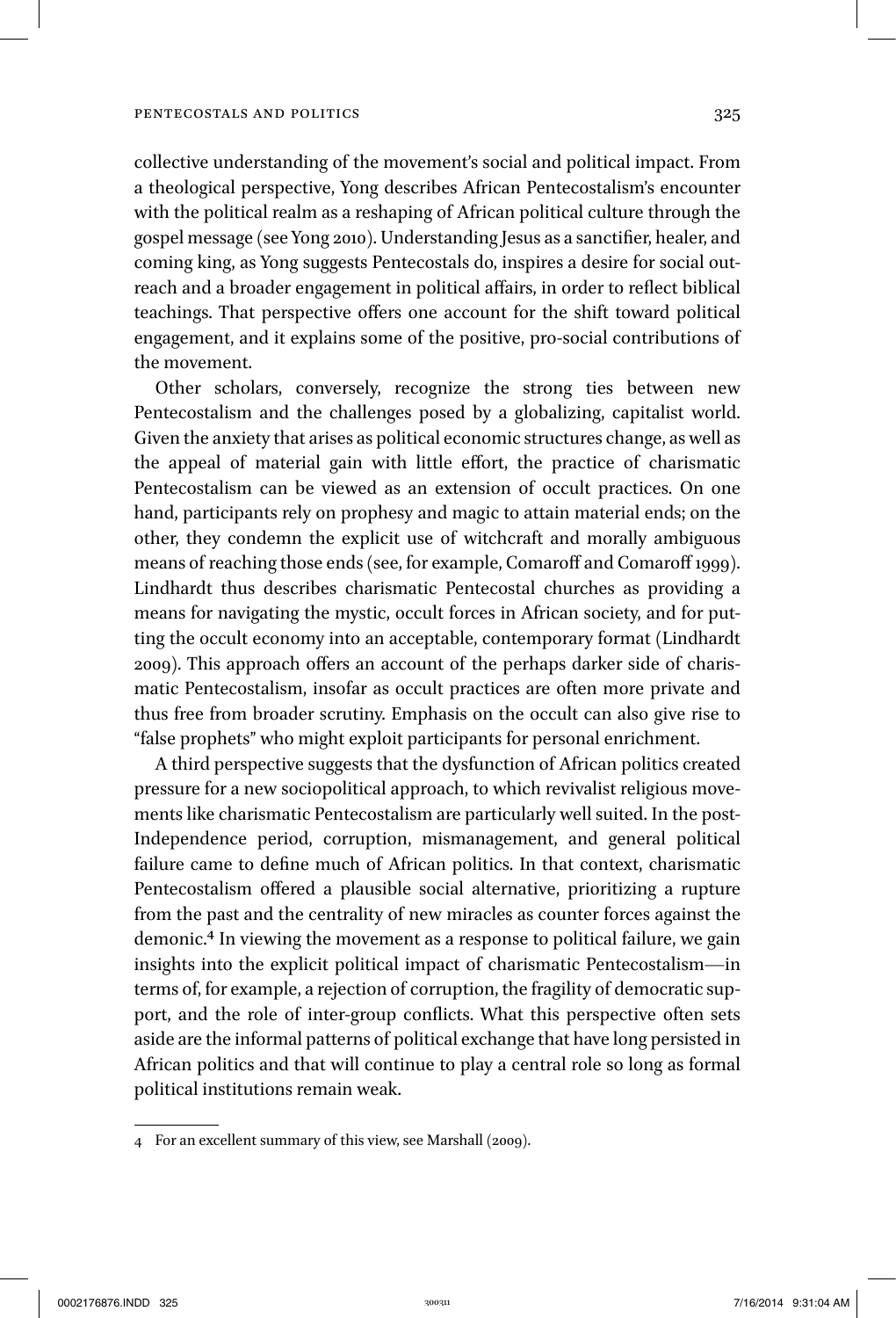collective understanding of the movement's social and political impact. From a theological perspective, Yong describes African Pentecostalism's encounter with the political realm as a reshaping of African political culture through the gospel message (see Yong 2010). Understanding Jesus as a sanctifier, healer, and coming king, as Yong suggests Pentecostals do, inspires a desire for social outreach and a broader engagement in political affairs, in order to reflect biblical teachings. That perspective offers one account for the shift toward political engagement, and it explains some of the positive, pro-social contributions of the movement.

Other scholars, conversely, recognize the strong ties between new Pentecostalism and the challenges posed by a globalizing, capitalist world. Given the anxiety that arises as political economic structures change, as well as the appeal of material gain with little effort, the practice of charismatic Pentecostalism can be viewed as an extension of occult practices. On one hand, participants rely on prophesy and magic to attain material ends; on the other, they condemn the explicit use of witchcraft and morally ambiguous means of reaching those ends (see, for example, Comaroff and Comaroff 1999). Lindhardt thus describes charismatic Pentecostal churches as providing a means for navigating the mystic, occult forces in African society, and for putting the occult economy into an acceptable, contemporary format (Lindhardt 2009). This approach offers an account of the perhaps darker side of charismatic Pentecostalism, insofar as occult practices are often more private and thus free from broader scrutiny. Emphasis on the occult can also give rise to "false prophets" who might exploit participants for personal enrichment.

A third perspective suggests that the dysfunction of African politics created pressure for a new sociopolitical approach, to which revivalist religious movements like charismatic Pentecostalism are particularly well suited. In the post-Independence period, corruption, mismanagement, and general political failure came to define much of African politics. In that context, charismatic Pentecostalism offered a plausible social alternative, prioritizing a rupture from the past and the centrality of new miracles as counter forces against the demonic.[4] In viewing the movement as a response to political failure, we gain insights into the explicit political impact of charismatic Pentecostalism—in terms of, for example, a rejection of corruption, the fragility of democratic support, and the role of inter-group conflicts. What this perspective often sets aside are the informal patterns of political exchange that have long persisted in African politics and that will continue to play a central role so long as formal political institutions remain weak.

4 For an excellent summary of this view, see Marshall (2009).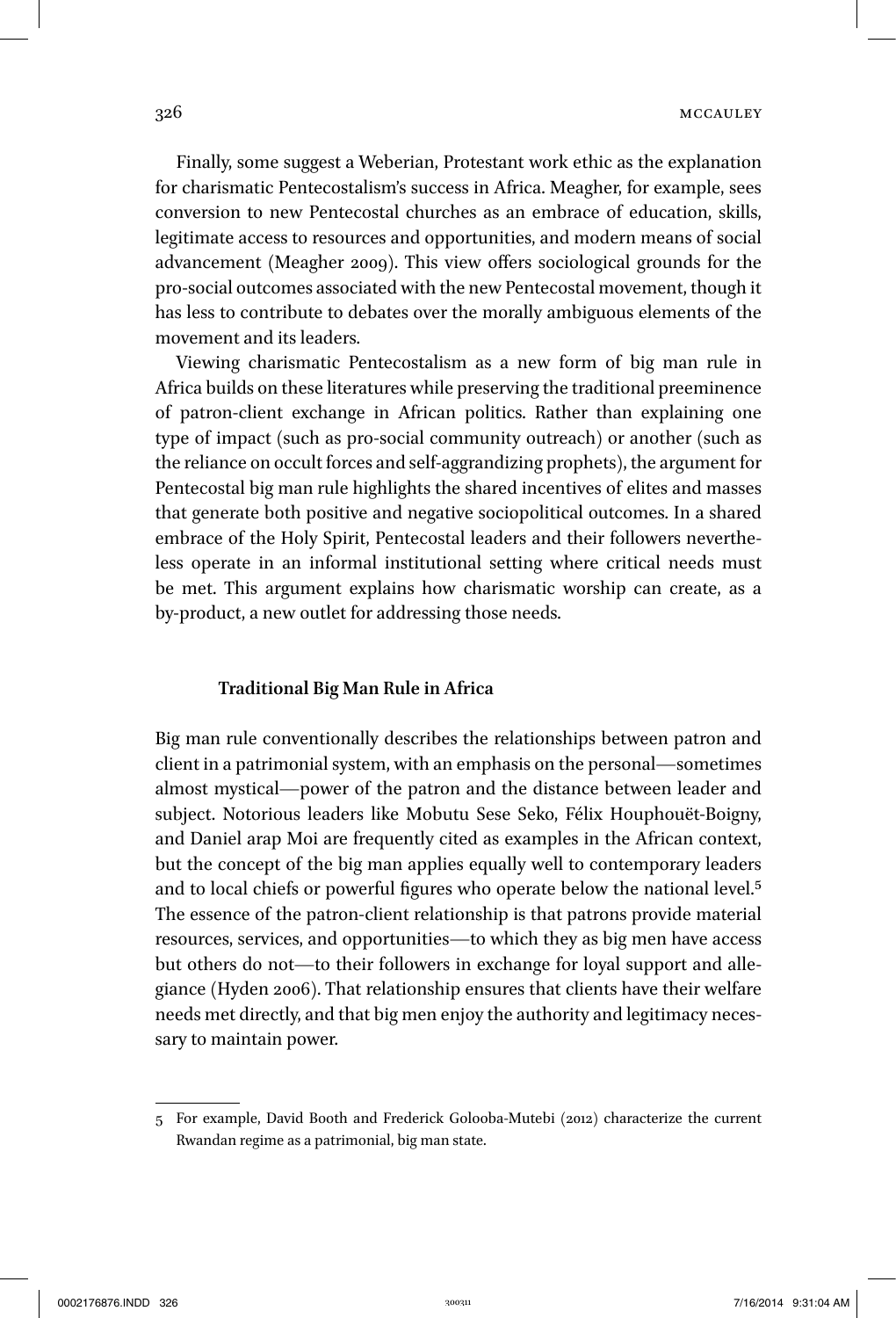Finally, some suggest a Weberian, Protestant work ethic as the explanation for charismatic Pentecostalism's success in Africa. Meagher, for example, sees conversion to new Pentecostal churches as an embrace of education, skills, legitimate access to resources and opportunities, and modern means of social advancement (Meagher 2009). This view offers sociological grounds for the pro-social outcomes associated with the new Pentecostal movement, though it has less to contribute to debates over the morally ambiguous elements of the movement and its leaders.

Viewing charismatic Pentecostalism as a new form of big man rule in Africa builds on these literatures while preserving the traditional preeminence of patron-client exchange in African politics. Rather than explaining one type of impact (such as pro-social community outreach) or another (such as the reliance on occult forces and self-aggrandizing prophets), the argument for Pentecostal big man rule highlights the shared incentives of elites and masses that generate both positive and negative sociopolitical outcomes. In a shared embrace of the Holy Spirit, Pentecostal leaders and their followers nevertheless operate in an informal institutional setting where critical needs must be met. This argument explains how charismatic worship can create, as a by-product, a new outlet for addressing those needs.

## Traditional Big Man Rule in Africa

Big man rule conventionally describes the relationships between patron and client in a patrimonial system, with an emphasis on the personal—sometimes almost mystical—power of the patron and the distance between leader and subject. Notorious leaders like Mobutu Sese Seko, Félix Houphouët-Boigny, and Daniel arap Moi are frequently cited as examples in the African context, but the concept of the big man applies equally well to contemporary leaders and to local chiefs or powerful figures who operate below the national level.[5] The essence of the patron-client relationship is that patrons provide material resources, services, and opportunities—to which they as big men have access but others do not—to their followers in exchange for loyal support and allegiance (Hyden 2006). That relationship ensures that clients have their welfare needs met directly, and that big men enjoy the authority and legitimacy necessary to maintain power.

---

5 For example, David Booth and Frederick Golooba-Mutebi (2012) characterize the current Rwandan regime as a patrimonial, big man state.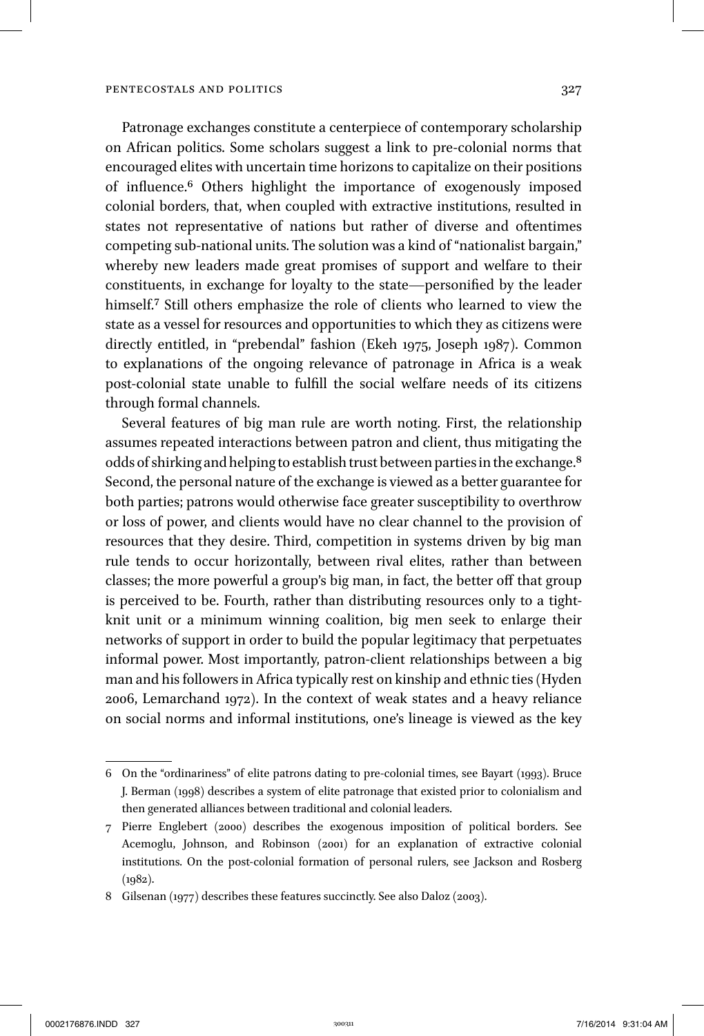Patronage exchanges constitute a centerpiece of contemporary scholarship on African politics. Some scholars suggest a link to pre-colonial norms that encouraged elites with uncertain time horizons to capitalize on their positions of influence.[6] Others highlight the importance of exogenously imposed colonial borders, that, when coupled with extractive institutions, resulted in states not representative of nations but rather of diverse and oftentimes competing sub-national units. The solution was a kind of "nationalist bargain," whereby new leaders made great promises of support and welfare to their constituents, in exchange for loyalty to the state—personified by the leader himself.[7] Still others emphasize the role of clients who learned to view the state as a vessel for resources and opportunities to which they as citizens were directly entitled, in "prebendal" fashion (Ekeh 1975, Joseph 1987). Common to explanations of the ongoing relevance of patronage in Africa is a weak post-colonial state unable to fulfill the social welfare needs of its citizens through formal channels.

Several features of big man rule are worth noting. First, the relationship assumes repeated interactions between patron and client, thus mitigating the odds of shirking and helping to establish trust between parties in the exchange.[8] Second, the personal nature of the exchange is viewed as a better guarantee for both parties; patrons would otherwise face greater susceptibility to overthrow or loss of power, and clients would have no clear channel to the provision of resources that they desire. Third, competition in systems driven by big man rule tends to occur horizontally, between rival elites, rather than between classes; the more powerful a group's big man, in fact, the better off that group is perceived to be. Fourth, rather than distributing resources only to a tight-knit unit or a minimum winning coalition, big men seek to enlarge their networks of support in order to build the popular legitimacy that perpetuates informal power. Most importantly, patron-client relationships between a big man and his followers in Africa typically rest on kinship and ethnic ties (Hyden 2006, Lemarchand 1972). In the context of weak states and a heavy reliance on social norms and informal institutions, one's lineage is viewed as the key

---

6 On the "ordinariness" of elite patrons dating to pre-colonial times, see Bayart (1993). Bruce J. Berman (1998) describes a system of elite patronage that existed prior to colonialism and then generated alliances between traditional and colonial leaders.

7 Pierre Englebert (2000) describes the exogenous imposition of political borders. See Acemoglu, Johnson, and Robinson (2001) for an explanation of extractive colonial institutions. On the post-colonial formation of personal rulers, see Jackson and Rosberg (1982).

8 Gilsenan (1977) describes these features succinctly. See also Daloz (2003).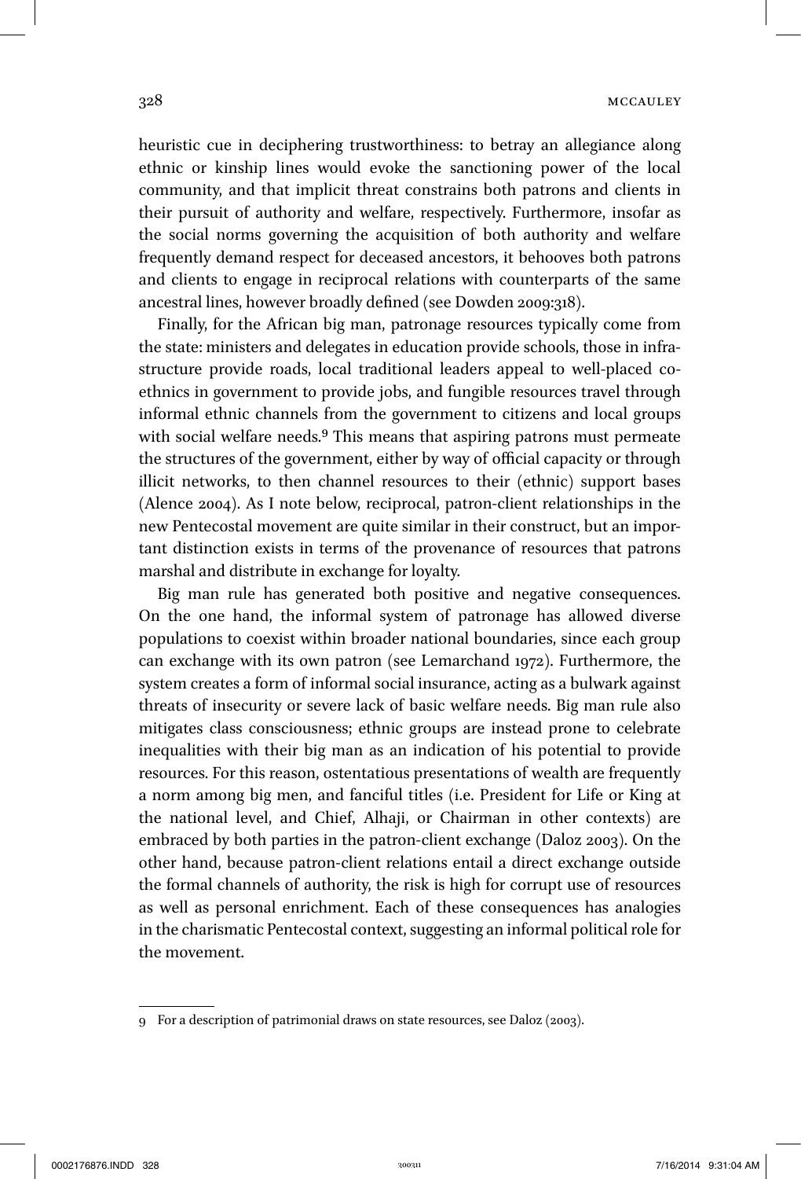heuristic cue in deciphering trustworthiness: to betray an allegiance along ethnic or kinship lines would evoke the sanctioning power of the local community, and that implicit threat constrains both patrons and clients in their pursuit of authority and welfare, respectively. Furthermore, insofar as the social norms governing the acquisition of both authority and welfare frequently demand respect for deceased ancestors, it behooves both patrons and clients to engage in reciprocal relations with counterparts of the same ancestral lines, however broadly defined (see Dowden 2009:318).

Finally, for the African big man, patronage resources typically come from the state: ministers and delegates in education provide schools, those in infrastructure provide roads, local traditional leaders appeal to well-placed co-ethnics in government to provide jobs, and fungible resources travel through informal ethnic channels from the government to citizens and local groups with social welfare needs.[9] This means that aspiring patrons must permeate the structures of the government, either by way of official capacity or through illicit networks, to then channel resources to their (ethnic) support bases (Alence 2004). As I note below, reciprocal, patron-client relationships in the new Pentecostal movement are quite similar in their construct, but an important distinction exists in terms of the provenance of resources that patrons marshal and distribute in exchange for loyalty.

Big man rule has generated both positive and negative consequences. On the one hand, the informal system of patronage has allowed diverse populations to coexist within broader national boundaries, since each group can exchange with its own patron (see Lemarchand 1972). Furthermore, the system creates a form of informal social insurance, acting as a bulwark against threats of insecurity or severe lack of basic welfare needs. Big man rule also mitigates class consciousness; ethnic groups are instead prone to celebrate inequalities with their big man as an indication of his potential to provide resources. For this reason, ostentatious presentations of wealth are frequently a norm among big men, and fanciful titles (i.e. President for Life or King at the national level, and Chief, Alhaji, or Chairman in other contexts) are embraced by both parties in the patron-client exchange (Daloz 2003). On the other hand, because patron-client relations entail a direct exchange outside the formal channels of authority, the risk is high for corrupt use of resources as well as personal enrichment. Each of these consequences has analogies in the charismatic Pentecostal context, suggesting an informal political role for the movement.

---

9 For a description of patrimonial draws on state resources, see Daloz (2003).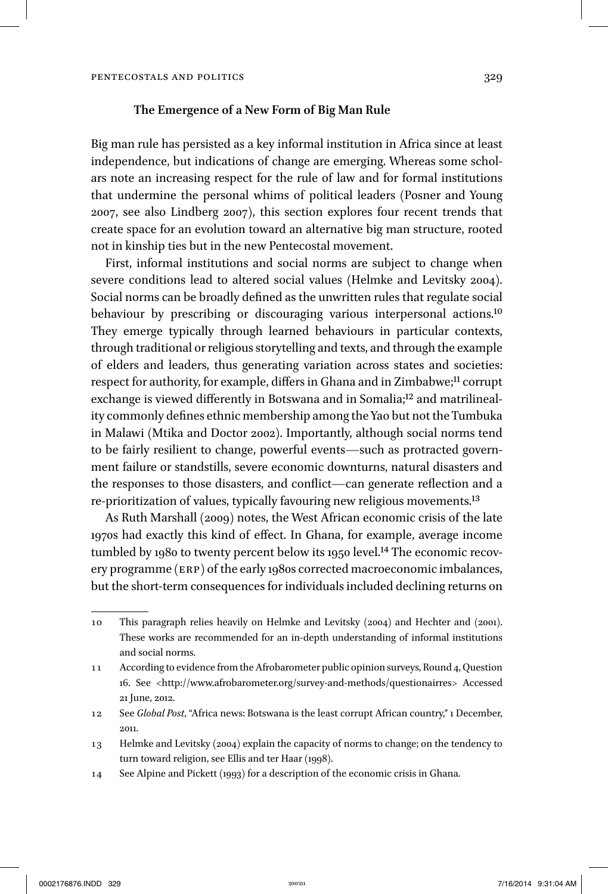### The Emergence of a New Form of Big Man Rule

Big man rule has persisted as a key informal institution in Africa since at least independence, but indications of change are emerging. Whereas some scholars note an increasing respect for the rule of law and for formal institutions that undermine the personal whims of political leaders (Posner and Young 2007, see also Lindberg 2007), this section explores four recent trends that create space for an evolution toward an alternative big man structure, rooted not in kinship ties but in the new Pentecostal movement.

First, informal institutions and social norms are subject to change when severe conditions lead to altered social values (Helmke and Levitsky 2004). Social norms can be broadly defined as the unwritten rules that regulate social behaviour by prescribing or discouraging various interpersonal actions.[10] They emerge typically through learned behaviours in particular contexts, through traditional or religious storytelling and texts, and through the example of elders and leaders, thus generating variation across states and societies: respect for authority, for example, differs in Ghana and in Zimbabwe;[11] corrupt exchange is viewed differently in Botswana and in Somalia;[12] and matrilineality commonly defines ethnic membership among the Yao but not the Tumbuka in Malawi (Mtika and Doctor 2002). Importantly, although social norms tend to be fairly resilient to change, powerful events—such as protracted government failure or standstills, severe economic downturns, natural disasters and the responses to those disasters, and conflict—can generate reflection and a re-prioritization of values, typically favouring new religious movements.[13]

As Ruth Marshall (2009) notes, the West African economic crisis of the late 1970s had exactly this kind of effect. In Ghana, for example, average income tumbled by 1980 to twenty percent below its 1950 level.[14] The economic recovery programme (ERP) of the early 1980s corrected macroeconomic imbalances, but the short-term consequences for individuals included declining returns on

---

10 This paragraph relies heavily on Helmke and Levitsky (2004) and Hechter and (2001). These works are recommended for an in-depth understanding of informal institutions and social norms.

11 According to evidence from the Afrobarometer public opinion surveys, Round 4, Question 16. See <http://www.afrobarometer.org/survey-and-methods/questionairres> Accessed 21 June, 2012.

12 See *Global Post*, "Africa news: Botswana is the least corrupt African country," 1 December, 2011.

13 Helmke and Levitsky (2004) explain the capacity of norms to change; on the tendency to turn toward religion, see Ellis and ter Haar (1998).

14 See Alpine and Pickett (1993) for a description of the economic crisis in Ghana.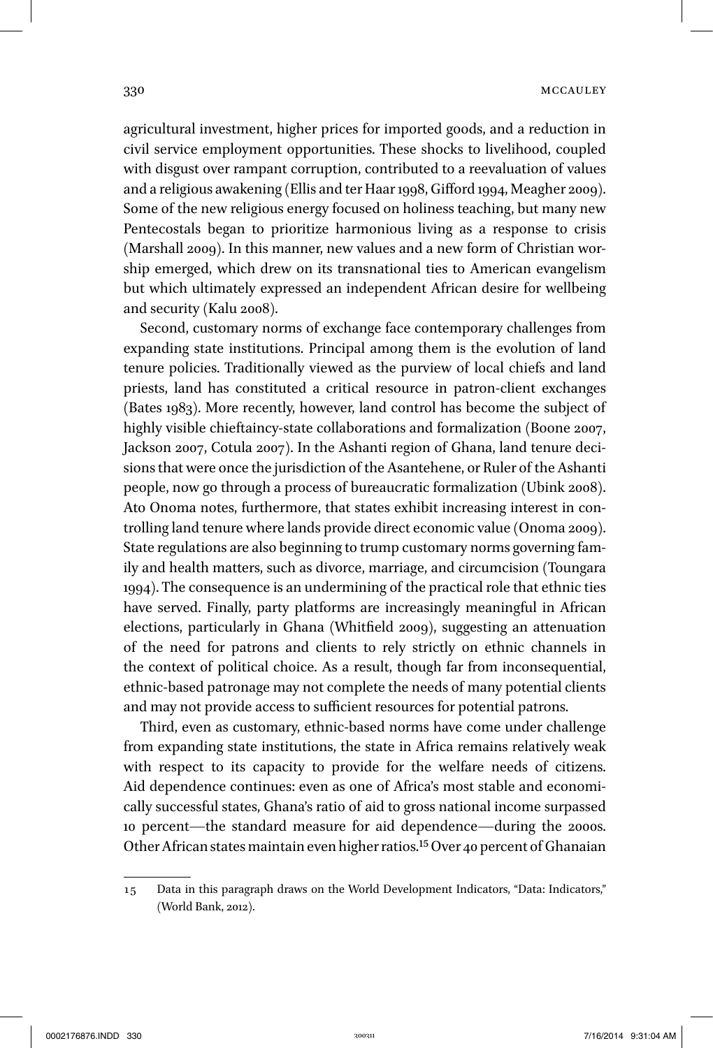agricultural investment, higher prices for imported goods, and a reduction in civil service employment opportunities. These shocks to livelihood, coupled with disgust over rampant corruption, contributed to a reevaluation of values and a religious awakening (Ellis and ter Haar 1998, Gifford 1994, Meagher 2009). Some of the new religious energy focused on holiness teaching, but many new Pentecostals began to prioritize harmonious living as a response to crisis (Marshall 2009). In this manner, new values and a new form of Christian worship emerged, which drew on its transnational ties to American evangelism but which ultimately expressed an independent African desire for wellbeing and security (Kalu 2008).

Second, customary norms of exchange face contemporary challenges from expanding state institutions. Principal among them is the evolution of land tenure policies. Traditionally viewed as the purview of local chiefs and land priests, land has constituted a critical resource in patron-client exchanges (Bates 1983). More recently, however, land control has become the subject of highly visible chieftaincy-state collaborations and formalization (Boone 2007, Jackson 2007, Cotula 2007). In the Ashanti region of Ghana, land tenure decisions that were once the jurisdiction of the Asantehene, or Ruler of the Ashanti people, now go through a process of bureaucratic formalization (Ubink 2008). Ato Onoma notes, furthermore, that states exhibit increasing interest in controlling land tenure where lands provide direct economic value (Onoma 2009). State regulations are also beginning to trump customary norms governing family and health matters, such as divorce, marriage, and circumcision (Toungara 1994). The consequence is an undermining of the practical role that ethnic ties have served. Finally, party platforms are increasingly meaningful in African elections, particularly in Ghana (Whitfield 2009), suggesting an attenuation of the need for patrons and clients to rely strictly on ethnic channels in the context of political choice. As a result, though far from inconsequential, ethnic-based patronage may not complete the needs of many potential clients and may not provide access to sufficient resources for potential patrons.

Third, even as customary, ethnic-based norms have come under challenge from expanding state institutions, the state in Africa remains relatively weak with respect to its capacity to provide for the welfare needs of citizens. Aid dependence continues: even as one of Africa's most stable and economically successful states, Ghana's ratio of aid to gross national income surpassed 10 percent—the standard measure for aid dependence—during the 2000s. Other African states maintain even higher ratios.[15] Over 40 percent of Ghanaian

---

15 Data in this paragraph draws on the World Development Indicators, "Data: Indicators," (World Bank, 2012).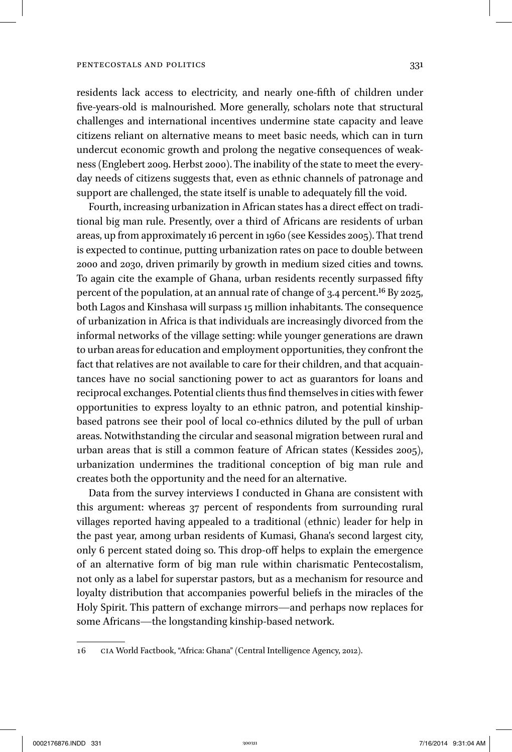residents lack access to electricity, and nearly one-fifth of children under five-years-old is malnourished. More generally, scholars note that structural challenges and international incentives undermine state capacity and leave citizens reliant on alternative means to meet basic needs, which can in turn undercut economic growth and prolong the negative consequences of weakness (Englebert 2009. Herbst 2000). The inability of the state to meet the everyday needs of citizens suggests that, even as ethnic channels of patronage and support are challenged, the state itself is unable to adequately fill the void.

Fourth, increasing urbanization in African states has a direct effect on traditional big man rule. Presently, over a third of Africans are residents of urban areas, up from approximately 16 percent in 1960 (see Kessides 2005). That trend is expected to continue, putting urbanization rates on pace to double between 2000 and 2030, driven primarily by growth in medium sized cities and towns. To again cite the example of Ghana, urban residents recently surpassed fifty percent of the population, at an annual rate of change of 3.4 percent.[16] By 2025, both Lagos and Kinshasa will surpass 15 million inhabitants. The consequence of urbanization in Africa is that individuals are increasingly divorced from the informal networks of the village setting: while younger generations are drawn to urban areas for education and employment opportunities, they confront the fact that relatives are not available to care for their children, and that acquaintances have no social sanctioning power to act as guarantors for loans and reciprocal exchanges. Potential clients thus find themselves in cities with fewer opportunities to express loyalty to an ethnic patron, and potential kinship-based patrons see their pool of local co-ethnics diluted by the pull of urban areas. Notwithstanding the circular and seasonal migration between rural and urban areas that is still a common feature of African states (Kessides 2005), urbanization undermines the traditional conception of big man rule and creates both the opportunity and the need for an alternative.

Data from the survey interviews I conducted in Ghana are consistent with this argument: whereas 37 percent of respondents from surrounding rural villages reported having appealed to a traditional (ethnic) leader for help in the past year, among urban residents of Kumasi, Ghana's second largest city, only 6 percent stated doing so. This drop-off helps to explain the emergence of an alternative form of big man rule within charismatic Pentecostalism, not only as a label for superstar pastors, but as a mechanism for resource and loyalty distribution that accompanies powerful beliefs in the miracles of the Holy Spirit. This pattern of exchange mirrors—and perhaps now replaces for some Africans—the longstanding kinship-based network.

16 CIA World Factbook, "Africa: Ghana" (Central Intelligence Agency, 2012).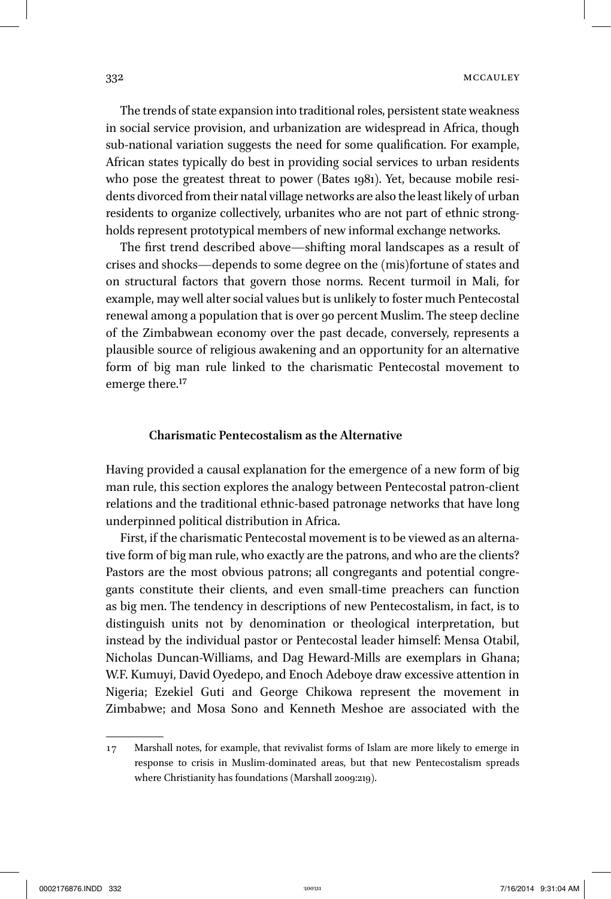The trends of state expansion into traditional roles, persistent state weakness in social service provision, and urbanization are widespread in Africa, though sub-national variation suggests the need for some qualification. For example, African states typically do best in providing social services to urban residents who pose the greatest threat to power (Bates 1981). Yet, because mobile residents divorced from their natal village networks are also the least likely of urban residents to organize collectively, urbanites who are not part of ethnic strongholds represent prototypical members of new informal exchange networks.

The first trend described above—shifting moral landscapes as a result of crises and shocks—depends to some degree on the (mis)fortune of states and on structural factors that govern those norms. Recent turmoil in Mali, for example, may well alter social values but is unlikely to foster much Pentecostal renewal among a population that is over 90 percent Muslim. The steep decline of the Zimbabwean economy over the past decade, conversely, represents a plausible source of religious awakening and an opportunity for an alternative form of big man rule linked to the charismatic Pentecostal movement to emerge there.[17]

### Charismatic Pentecostalism as the Alternative

Having provided a causal explanation for the emergence of a new form of big man rule, this section explores the analogy between Pentecostal patron-client relations and the traditional ethnic-based patronage networks that have long underpinned political distribution in Africa.

First, if the charismatic Pentecostal movement is to be viewed as an alternative form of big man rule, who exactly are the patrons, and who are the clients? Pastors are the most obvious patrons; all congregants and potential congregants constitute their clients, and even small-time preachers can function as big men. The tendency in descriptions of new Pentecostalism, in fact, is to distinguish units not by denomination or theological interpretation, but instead by the individual pastor or Pentecostal leader himself: Mensa Otabil, Nicholas Duncan-Williams, and Dag Heward-Mills are exemplars in Ghana; W.F. Kumuyi, David Oyedepo, and Enoch Adeboye draw excessive attention in Nigeria; Ezekiel Guti and George Chikowa represent the movement in Zimbabwe; and Mosa Sono and Kenneth Meshoe are associated with the

---

17 Marshall notes, for example, that revivalist forms of Islam are more likely to emerge in response to crisis in Muslim-dominated areas, but that new Pentecostalism spreads where Christianity has foundations (Marshall 2009:219).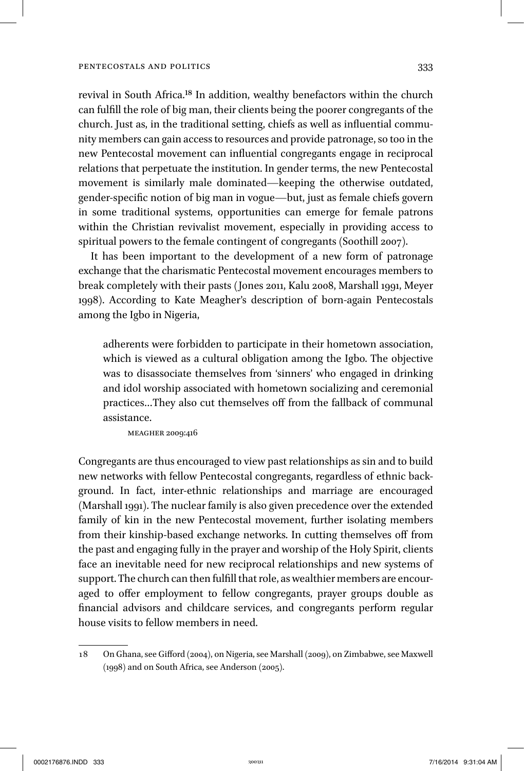revival in South Africa.[18] In addition, wealthy benefactors within the church can fulfill the role of big man, their clients being the poorer congregants of the church. Just as, in the traditional setting, chiefs as well as influential community members can gain access to resources and provide patronage, so too in the new Pentecostal movement can influential congregants engage in reciprocal relations that perpetuate the institution. In gender terms, the new Pentecostal movement is similarly male dominated—keeping the otherwise outdated, gender-specific notion of big man in vogue—but, just as female chiefs govern in some traditional systems, opportunities can emerge for female patrons within the Christian revivalist movement, especially in providing access to spiritual powers to the female contingent of congregants (Soothill 2007).

It has been important to the development of a new form of patronage exchange that the charismatic Pentecostal movement encourages members to break completely with their pasts (Jones 2011, Kalu 2008, Marshall 1991, Meyer 1998). According to Kate Meagher's description of born-again Pentecostals among the Igbo in Nigeria,

> adherents were forbidden to participate in their hometown association, which is viewed as a cultural obligation among the Igbo. The objective was to disassociate themselves from 'sinners' who engaged in drinking and idol worship associated with hometown socializing and ceremonial practices…They also cut themselves off from the fallback of communal assistance.
>
> MEAGHER 2009:416

Congregants are thus encouraged to view past relationships as sin and to build new networks with fellow Pentecostal congregants, regardless of ethnic background. In fact, inter-ethnic relationships and marriage are encouraged (Marshall 1991). The nuclear family is also given precedence over the extended family of kin in the new Pentecostal movement, further isolating members from their kinship-based exchange networks. In cutting themselves off from the past and engaging fully in the prayer and worship of the Holy Spirit, clients face an inevitable need for new reciprocal relationships and new systems of support. The church can then fulfill that role, as wealthier members are encouraged to offer employment to fellow congregants, prayer groups double as financial advisors and childcare services, and congregants perform regular house visits to fellow members in need.

---

18 On Ghana, see Gifford (2004), on Nigeria, see Marshall (2009), on Zimbabwe, see Maxwell (1998) and on South Africa, see Anderson (2005).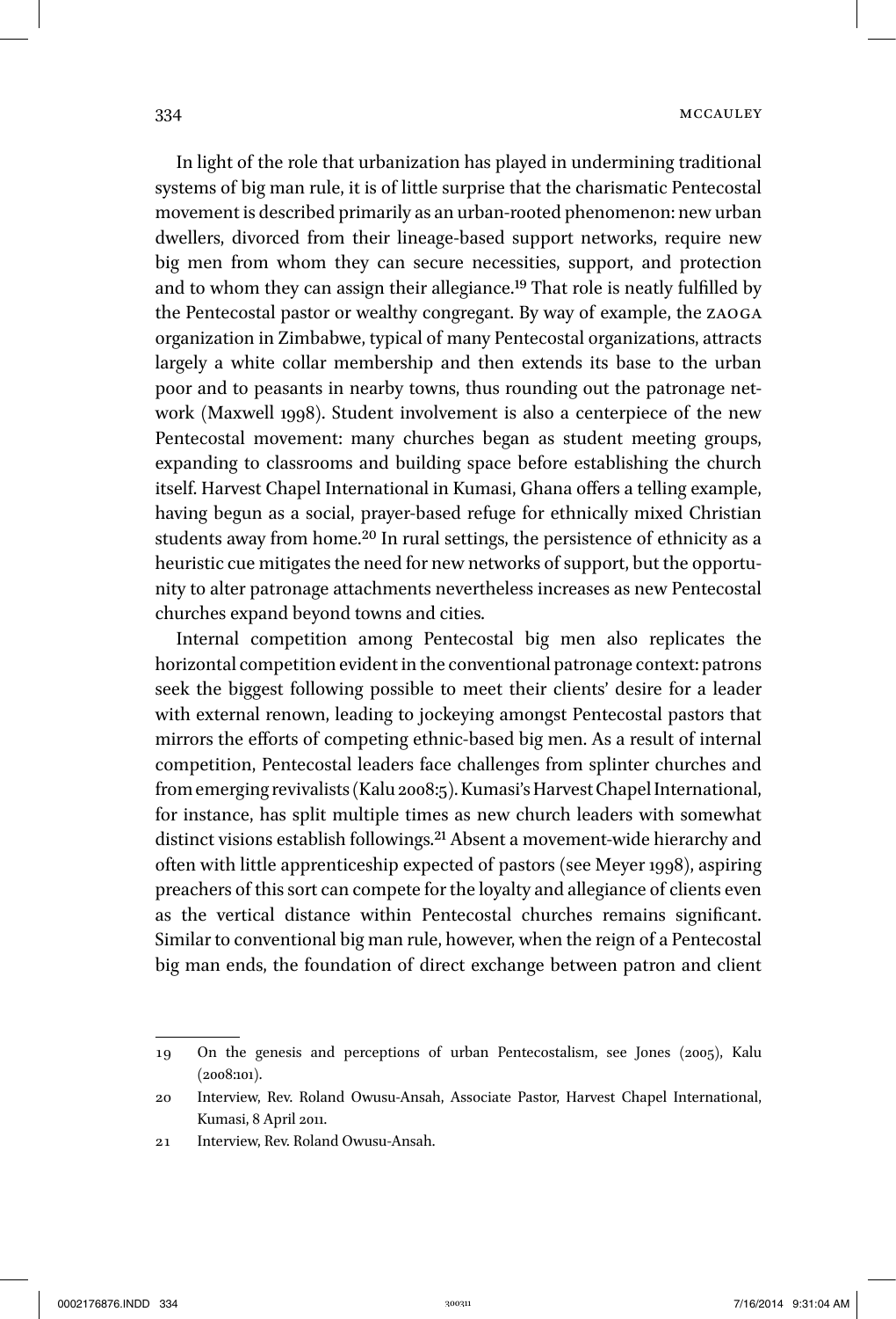In light of the role that urbanization has played in undermining traditional systems of big man rule, it is of little surprise that the charismatic Pentecostal movement is described primarily as an urban-rooted phenomenon: new urban dwellers, divorced from their lineage-based support networks, require new big men from whom they can secure necessities, support, and protection and to whom they can assign their allegiance.[19] That role is neatly fulfilled by the Pentecostal pastor or wealthy congregant. By way of example, the ZAOGA organization in Zimbabwe, typical of many Pentecostal organizations, attracts largely a white collar membership and then extends its base to the urban poor and to peasants in nearby towns, thus rounding out the patronage network (Maxwell 1998). Student involvement is also a centerpiece of the new Pentecostal movement: many churches began as student meeting groups, expanding to classrooms and building space before establishing the church itself. Harvest Chapel International in Kumasi, Ghana offers a telling example, having begun as a social, prayer-based refuge for ethnically mixed Christian students away from home.[20] In rural settings, the persistence of ethnicity as a heuristic cue mitigates the need for new networks of support, but the opportunity to alter patronage attachments nevertheless increases as new Pentecostal churches expand beyond towns and cities.

Internal competition among Pentecostal big men also replicates the horizontal competition evident in the conventional patronage context: patrons seek the biggest following possible to meet their clients' desire for a leader with external renown, leading to jockeying amongst Pentecostal pastors that mirrors the efforts of competing ethnic-based big men. As a result of internal competition, Pentecostal leaders face challenges from splinter churches and from emerging revivalists (Kalu 2008:5). Kumasi's Harvest Chapel International, for instance, has split multiple times as new church leaders with somewhat distinct visions establish followings.[21] Absent a movement-wide hierarchy and often with little apprenticeship expected of pastors (see Meyer 1998), aspiring preachers of this sort can compete for the loyalty and allegiance of clients even as the vertical distance within Pentecostal churches remains significant. Similar to conventional big man rule, however, when the reign of a Pentecostal big man ends, the foundation of direct exchange between patron and client

---

19 On the genesis and perceptions of urban Pentecostalism, see Jones (2005), Kalu (2008:101).

20 Interview, Rev. Roland Owusu-Ansah, Associate Pastor, Harvest Chapel International, Kumasi, 8 April 2011.

21 Interview, Rev. Roland Owusu-Ansah.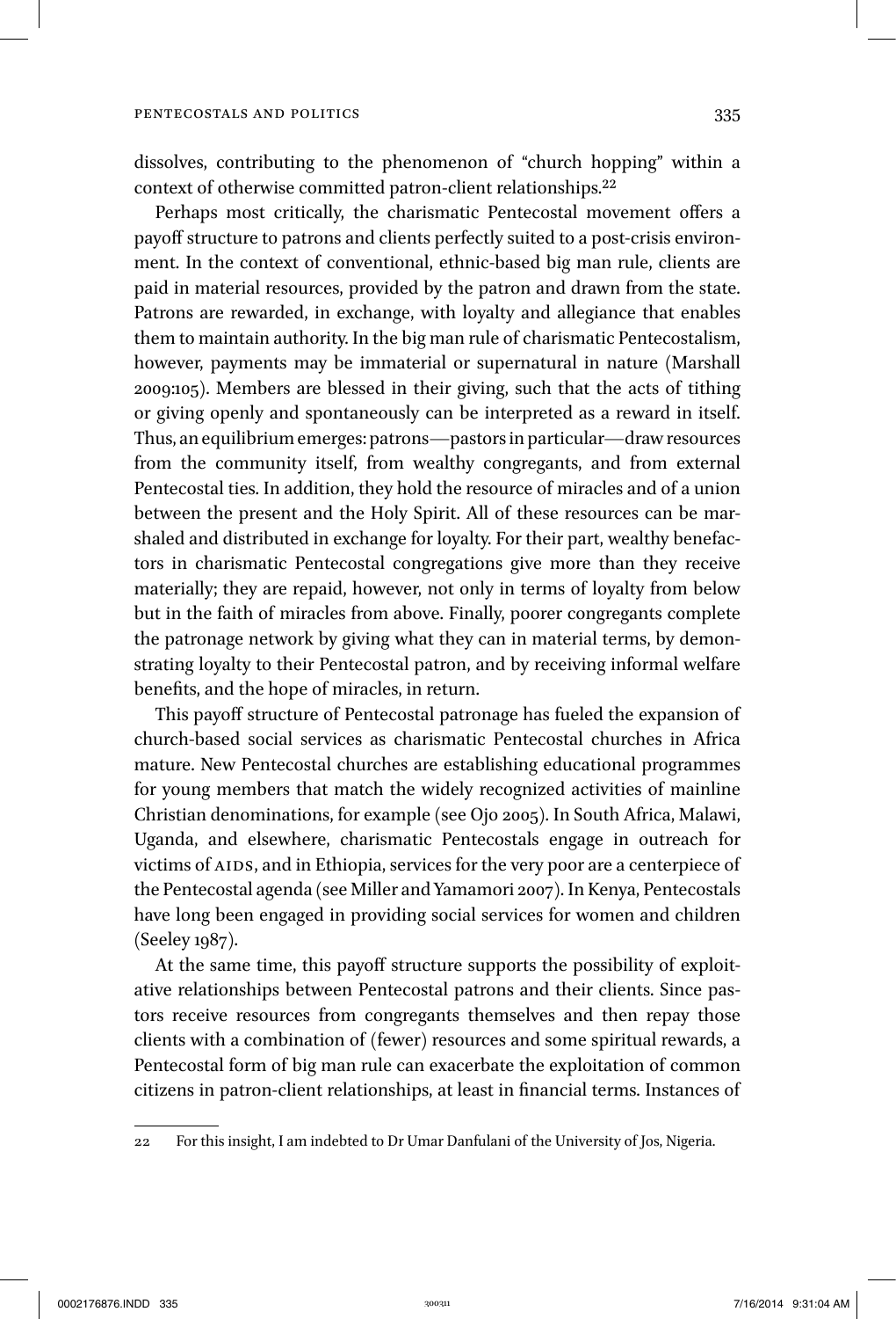dissolves, contributing to the phenomenon of "church hopping" within a context of otherwise committed patron-client relationships.[22]

Perhaps most critically, the charismatic Pentecostal movement offers a payoff structure to patrons and clients perfectly suited to a post-crisis environment. In the context of conventional, ethnic-based big man rule, clients are paid in material resources, provided by the patron and drawn from the state. Patrons are rewarded, in exchange, with loyalty and allegiance that enables them to maintain authority. In the big man rule of charismatic Pentecostalism, however, payments may be immaterial or supernatural in nature (Marshall 2009:105). Members are blessed in their giving, such that the acts of tithing or giving openly and spontaneously can be interpreted as a reward in itself. Thus, an equilibrium emerges: patrons—pastors in particular—draw resources from the community itself, from wealthy congregants, and from external Pentecostal ties. In addition, they hold the resource of miracles and of a union between the present and the Holy Spirit. All of these resources can be marshaled and distributed in exchange for loyalty. For their part, wealthy benefactors in charismatic Pentecostal congregations give more than they receive materially; they are repaid, however, not only in terms of loyalty from below but in the faith of miracles from above. Finally, poorer congregants complete the patronage network by giving what they can in material terms, by demonstrating loyalty to their Pentecostal patron, and by receiving informal welfare benefits, and the hope of miracles, in return.

This payoff structure of Pentecostal patronage has fueled the expansion of church-based social services as charismatic Pentecostal churches in Africa mature. New Pentecostal churches are establishing educational programmes for young members that match the widely recognized activities of mainline Christian denominations, for example (see Ojo 2005). In South Africa, Malawi, Uganda, and elsewhere, charismatic Pentecostals engage in outreach for victims of AIDS, and in Ethiopia, services for the very poor are a centerpiece of the Pentecostal agenda (see Miller and Yamamori 2007). In Kenya, Pentecostals have long been engaged in providing social services for women and children (Seeley 1987).

At the same time, this payoff structure supports the possibility of exploitative relationships between Pentecostal patrons and their clients. Since pastors receive resources from congregants themselves and then repay those clients with a combination of (fewer) resources and some spiritual rewards, a Pentecostal form of big man rule can exacerbate the exploitation of common citizens in patron-client relationships, at least in financial terms. Instances of

---

22 For this insight, I am indebted to Dr Umar Danfulani of the University of Jos, Nigeria.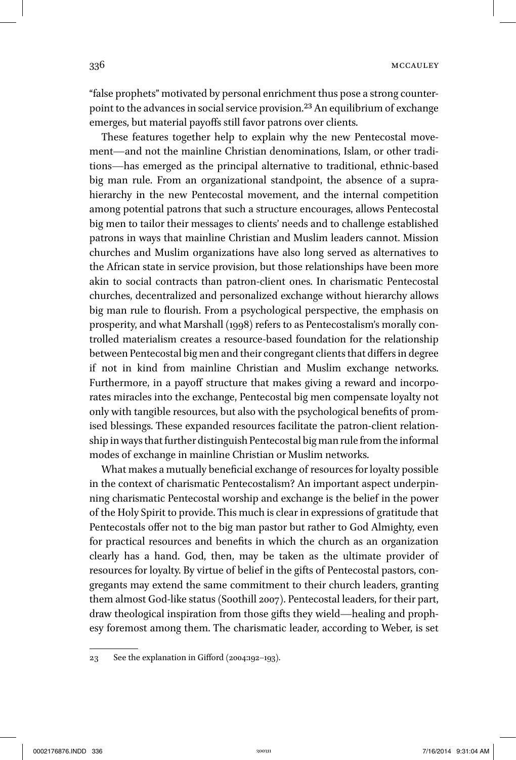"false prophets" motivated by personal enrichment thus pose a strong counterpoint to the advances in social service provision.[23] An equilibrium of exchange emerges, but material payoffs still favor patrons over clients.

These features together help to explain why the new Pentecostal movement—and not the mainline Christian denominations, Islam, or other traditions—has emerged as the principal alternative to traditional, ethnic-based big man rule. From an organizational standpoint, the absence of a suprahierarchy in the new Pentecostal movement, and the internal competition among potential patrons that such a structure encourages, allows Pentecostal big men to tailor their messages to clients' needs and to challenge established patrons in ways that mainline Christian and Muslim leaders cannot. Mission churches and Muslim organizations have also long served as alternatives to the African state in service provision, but those relationships have been more akin to social contracts than patron-client ones. In charismatic Pentecostal churches, decentralized and personalized exchange without hierarchy allows big man rule to flourish. From a psychological perspective, the emphasis on prosperity, and what Marshall (1998) refers to as Pentecostalism's morally controlled materialism creates a resource-based foundation for the relationship between Pentecostal big men and their congregant clients that differs in degree if not in kind from mainline Christian and Muslim exchange networks. Furthermore, in a payoff structure that makes giving a reward and incorporates miracles into the exchange, Pentecostal big men compensate loyalty not only with tangible resources, but also with the psychological benefits of promised blessings. These expanded resources facilitate the patron-client relationship in ways that further distinguish Pentecostal big man rule from the informal modes of exchange in mainline Christian or Muslim networks.

What makes a mutually beneficial exchange of resources for loyalty possible in the context of charismatic Pentecostalism? An important aspect underpinning charismatic Pentecostal worship and exchange is the belief in the power of the Holy Spirit to provide. This much is clear in expressions of gratitude that Pentecostals offer not to the big man pastor but rather to God Almighty, even for practical resources and benefits in which the church as an organization clearly has a hand. God, then, may be taken as the ultimate provider of resources for loyalty. By virtue of belief in the gifts of Pentecostal pastors, congregants may extend the same commitment to their church leaders, granting them almost God-like status (Soothill 2007). Pentecostal leaders, for their part, draw theological inspiration from those gifts they wield—healing and prophesy foremost among them. The charismatic leader, according to Weber, is set

---

23 See the explanation in Gifford (2004:192–193).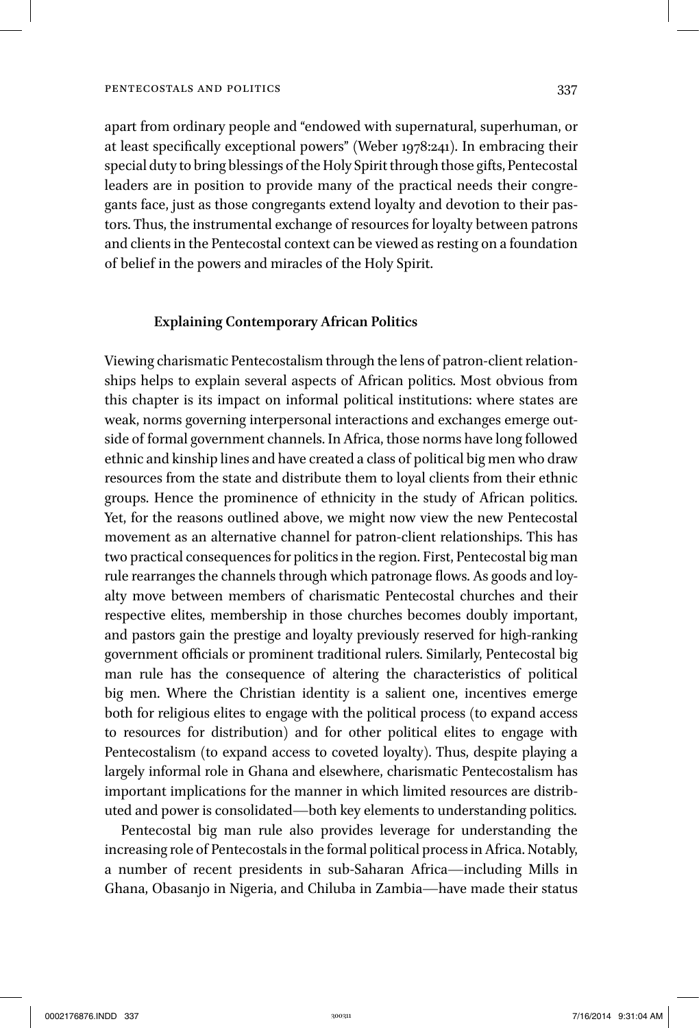apart from ordinary people and "endowed with supernatural, superhuman, or at least specifically exceptional powers" (Weber 1978:241). In embracing their special duty to bring blessings of the Holy Spirit through those gifts, Pentecostal leaders are in position to provide many of the practical needs their congregants face, just as those congregants extend loyalty and devotion to their pastors. Thus, the instrumental exchange of resources for loyalty between patrons and clients in the Pentecostal context can be viewed as resting on a foundation of belief in the powers and miracles of the Holy Spirit.

## Explaining Contemporary African Politics

Viewing charismatic Pentecostalism through the lens of patron-client relationships helps to explain several aspects of African politics. Most obvious from this chapter is its impact on informal political institutions: where states are weak, norms governing interpersonal interactions and exchanges emerge outside of formal government channels. In Africa, those norms have long followed ethnic and kinship lines and have created a class of political big men who draw resources from the state and distribute them to loyal clients from their ethnic groups. Hence the prominence of ethnicity in the study of African politics. Yet, for the reasons outlined above, we might now view the new Pentecostal movement as an alternative channel for patron-client relationships. This has two practical consequences for politics in the region. First, Pentecostal big man rule rearranges the channels through which patronage flows. As goods and loyalty move between members of charismatic Pentecostal churches and their respective elites, membership in those churches becomes doubly important, and pastors gain the prestige and loyalty previously reserved for high-ranking government officials or prominent traditional rulers. Similarly, Pentecostal big man rule has the consequence of altering the characteristics of political big men. Where the Christian identity is a salient one, incentives emerge both for religious elites to engage with the political process (to expand access to resources for distribution) and for other political elites to engage with Pentecostalism (to expand access to coveted loyalty). Thus, despite playing a largely informal role in Ghana and elsewhere, charismatic Pentecostalism has important implications for the manner in which limited resources are distributed and power is consolidated—both key elements to understanding politics.

Pentecostal big man rule also provides leverage for understanding the increasing role of Pentecostals in the formal political process in Africa. Notably, a number of recent presidents in sub-Saharan Africa—including Mills in Ghana, Obasanjo in Nigeria, and Chiluba in Zambia—have made their status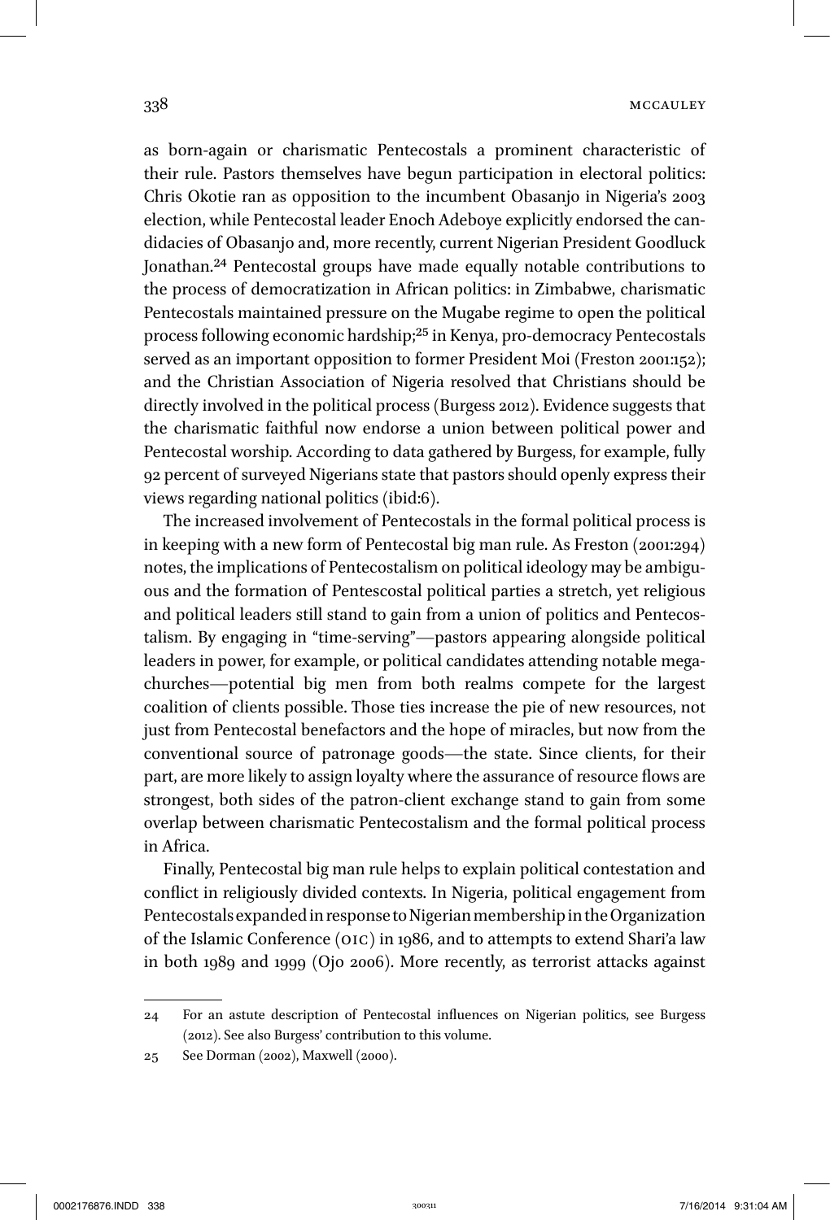as born-again or charismatic Pentecostals a prominent characteristic of their rule. Pastors themselves have begun participation in electoral politics: Chris Okotie ran as opposition to the incumbent Obasanjo in Nigeria's 2003 election, while Pentecostal leader Enoch Adeboye explicitly endorsed the candidacies of Obasanjo and, more recently, current Nigerian President Goodluck Jonathan.[24] Pentecostal groups have made equally notable contributions to the process of democratization in African politics: in Zimbabwe, charismatic Pentecostals maintained pressure on the Mugabe regime to open the political process following economic hardship;[25] in Kenya, pro-democracy Pentecostals served as an important opposition to former President Moi (Freston 2001:152); and the Christian Association of Nigeria resolved that Christians should be directly involved in the political process (Burgess 2012). Evidence suggests that the charismatic faithful now endorse a union between political power and Pentecostal worship. According to data gathered by Burgess, for example, fully 92 percent of surveyed Nigerians state that pastors should openly express their views regarding national politics (ibid:6).

The increased involvement of Pentecostals in the formal political process is in keeping with a new form of Pentecostal big man rule. As Freston (2001:294) notes, the implications of Pentecostalism on political ideology may be ambiguous and the formation of Pentescostal political parties a stretch, yet religious and political leaders still stand to gain from a union of politics and Pentecostalism. By engaging in "time-serving"—pastors appearing alongside political leaders in power, for example, or political candidates attending notable megachurches—potential big men from both realms compete for the largest coalition of clients possible. Those ties increase the pie of new resources, not just from Pentecostal benefactors and the hope of miracles, but now from the conventional source of patronage goods—the state. Since clients, for their part, are more likely to assign loyalty where the assurance of resource flows are strongest, both sides of the patron-client exchange stand to gain from some overlap between charismatic Pentecostalism and the formal political process in Africa.

Finally, Pentecostal big man rule helps to explain political contestation and conflict in religiously divided contexts. In Nigeria, political engagement from Pentecostals expanded in response to Nigerian membership in the Organization of the Islamic Conference (OIC) in 1986, and to attempts to extend Shari'a law in both 1989 and 1999 (Ojo 2006). More recently, as terrorist attacks against

---

24 For an astute description of Pentecostal influences on Nigerian politics, see Burgess (2012). See also Burgess' contribution to this volume.

25 See Dorman (2002), Maxwell (2000).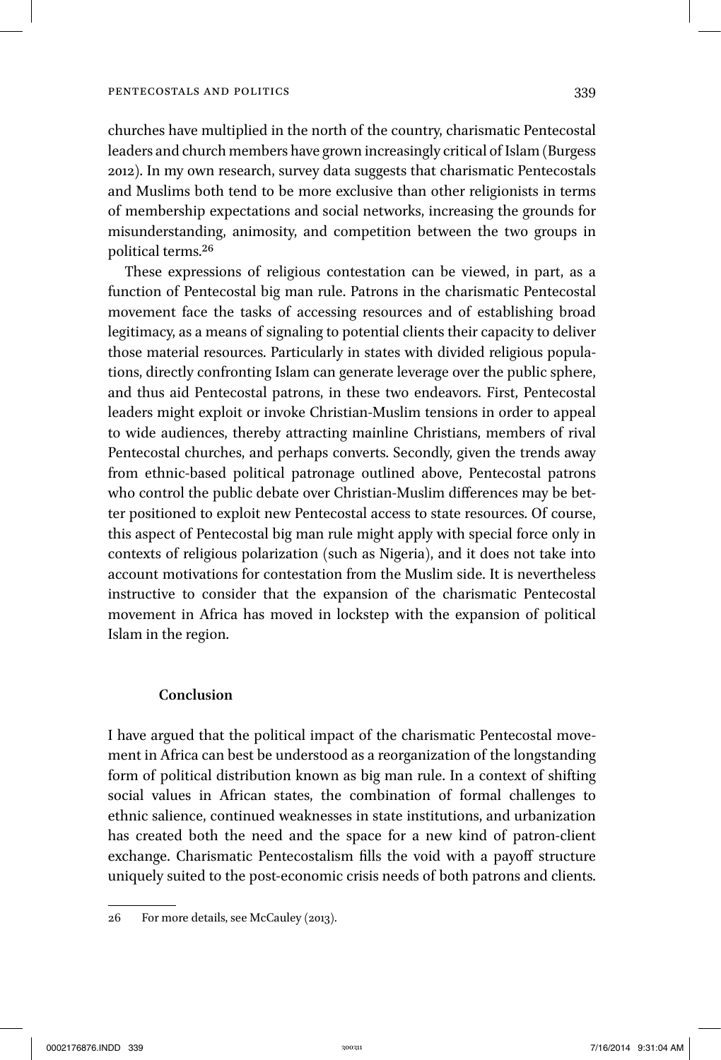churches have multiplied in the north of the country, charismatic Pentecostal leaders and church members have grown increasingly critical of Islam (Burgess 2012). In my own research, survey data suggests that charismatic Pentecostals and Muslims both tend to be more exclusive than other religionists in terms of membership expectations and social networks, increasing the grounds for misunderstanding, animosity, and competition between the two groups in political terms.[26]

These expressions of religious contestation can be viewed, in part, as a function of Pentecostal big man rule. Patrons in the charismatic Pentecostal movement face the tasks of accessing resources and of establishing broad legitimacy, as a means of signaling to potential clients their capacity to deliver those material resources. Particularly in states with divided religious populations, directly confronting Islam can generate leverage over the public sphere, and thus aid Pentecostal patrons, in these two endeavors. First, Pentecostal leaders might exploit or invoke Christian-Muslim tensions in order to appeal to wide audiences, thereby attracting mainline Christians, members of rival Pentecostal churches, and perhaps converts. Secondly, given the trends away from ethnic-based political patronage outlined above, Pentecostal patrons who control the public debate over Christian-Muslim differences may be better positioned to exploit new Pentecostal access to state resources. Of course, this aspect of Pentecostal big man rule might apply with special force only in contexts of religious polarization (such as Nigeria), and it does not take into account motivations for contestation from the Muslim side. It is nevertheless instructive to consider that the expansion of the charismatic Pentecostal movement in Africa has moved in lockstep with the expansion of political Islam in the region.

## Conclusion

I have argued that the political impact of the charismatic Pentecostal movement in Africa can best be understood as a reorganization of the longstanding form of political distribution known as big man rule. In a context of shifting social values in African states, the combination of formal challenges to ethnic salience, continued weaknesses in state institutions, and urbanization has created both the need and the space for a new kind of patron-client exchange. Charismatic Pentecostalism fills the void with a payoff structure uniquely suited to the post-economic crisis needs of both patrons and clients.

---

26 For more details, see McCauley (2013).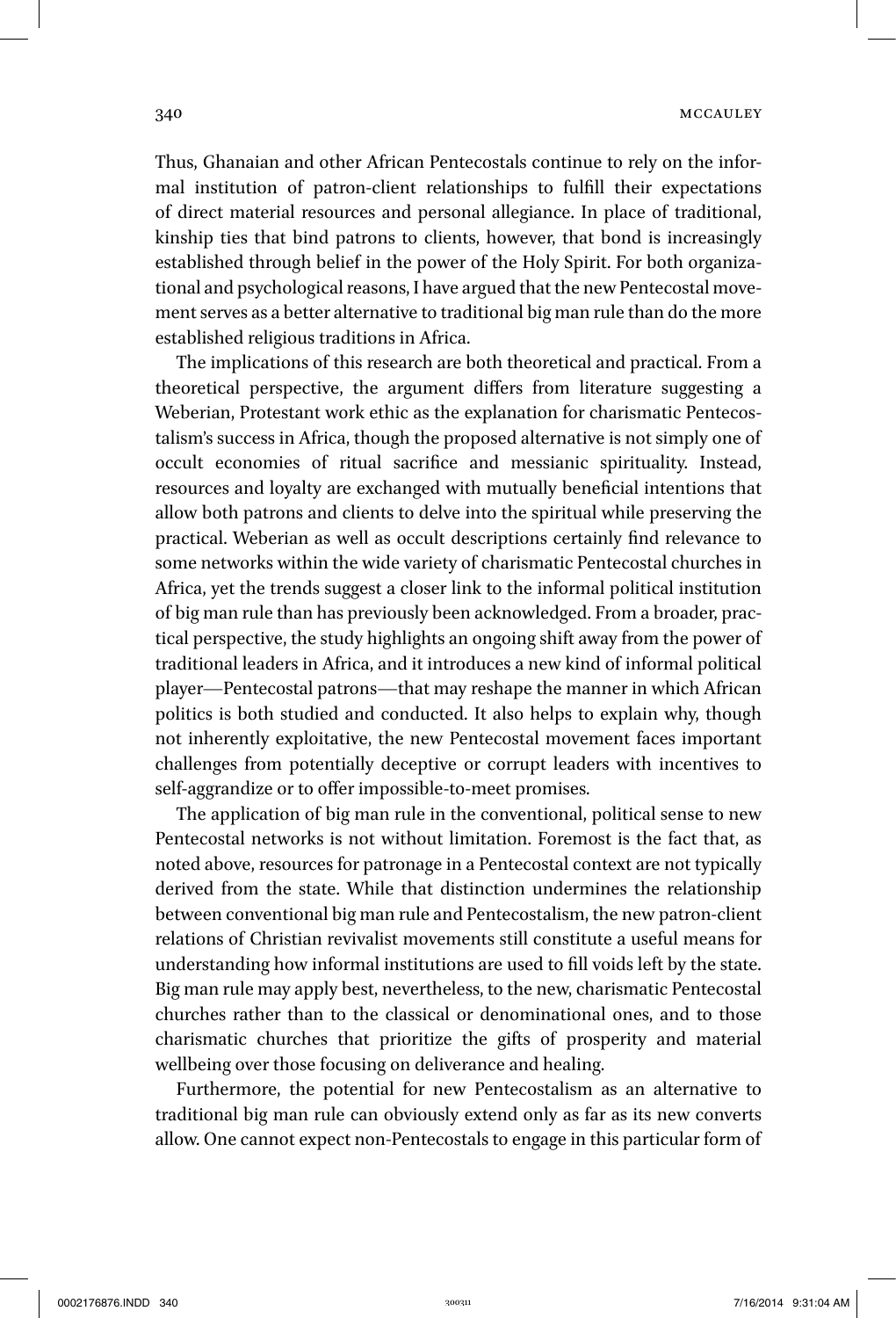Thus, Ghanaian and other African Pentecostals continue to rely on the informal institution of patron-client relationships to fulfill their expectations of direct material resources and personal allegiance. In place of traditional, kinship ties that bind patrons to clients, however, that bond is increasingly established through belief in the power of the Holy Spirit. For both organizational and psychological reasons, I have argued that the new Pentecostal movement serves as a better alternative to traditional big man rule than do the more established religious traditions in Africa.

The implications of this research are both theoretical and practical. From a theoretical perspective, the argument differs from literature suggesting a Weberian, Protestant work ethic as the explanation for charismatic Pentecostalism's success in Africa, though the proposed alternative is not simply one of occult economies of ritual sacrifice and messianic spirituality. Instead, resources and loyalty are exchanged with mutually beneficial intentions that allow both patrons and clients to delve into the spiritual while preserving the practical. Weberian as well as occult descriptions certainly find relevance to some networks within the wide variety of charismatic Pentecostal churches in Africa, yet the trends suggest a closer link to the informal political institution of big man rule than has previously been acknowledged. From a broader, practical perspective, the study highlights an ongoing shift away from the power of traditional leaders in Africa, and it introduces a new kind of informal political player—Pentecostal patrons—that may reshape the manner in which African politics is both studied and conducted. It also helps to explain why, though not inherently exploitative, the new Pentecostal movement faces important challenges from potentially deceptive or corrupt leaders with incentives to self-aggrandize or to offer impossible-to-meet promises.

The application of big man rule in the conventional, political sense to new Pentecostal networks is not without limitation. Foremost is the fact that, as noted above, resources for patronage in a Pentecostal context are not typically derived from the state. While that distinction undermines the relationship between conventional big man rule and Pentecostalism, the new patron-client relations of Christian revivalist movements still constitute a useful means for understanding how informal institutions are used to fill voids left by the state. Big man rule may apply best, nevertheless, to the new, charismatic Pentecostal churches rather than to the classical or denominational ones, and to those charismatic churches that prioritize the gifts of prosperity and material wellbeing over those focusing on deliverance and healing.

Furthermore, the potential for new Pentecostalism as an alternative to traditional big man rule can obviously extend only as far as its new converts allow. One cannot expect non-Pentecostals to engage in this particular form of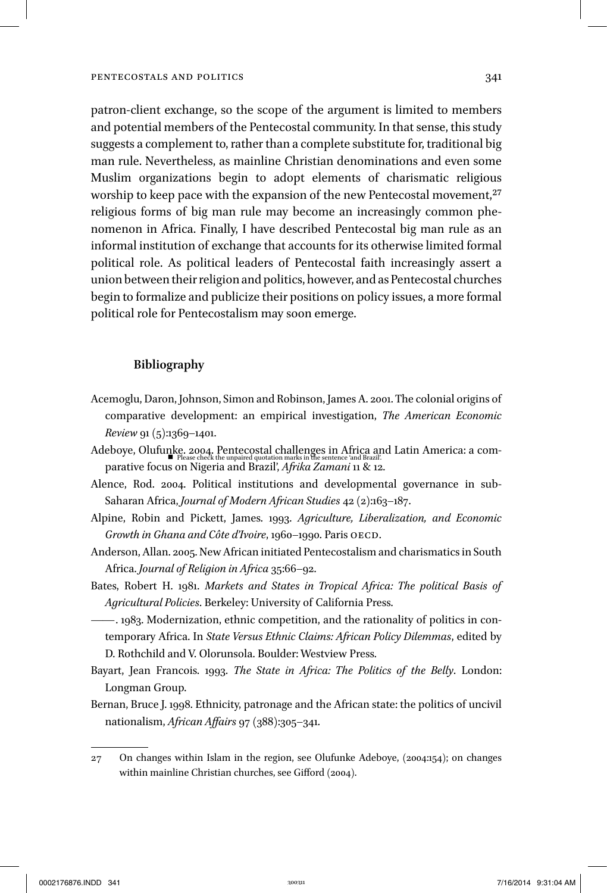patron-client exchange, so the scope of the argument is limited to members and potential members of the Pentecostal community. In that sense, this study suggests a complement to, rather than a complete substitute for, traditional big man rule. Nevertheless, as mainline Christian denominations and even some Muslim organizations begin to adopt elements of charismatic religious worship to keep pace with the expansion of the new Pentecostal movement,[27] religious forms of big man rule may become an increasingly common phenomenon in Africa. Finally, I have described Pentecostal big man rule as an informal institution of exchange that accounts for its otherwise limited formal political role. As political leaders of Pentecostal faith increasingly assert a union between their religion and politics, however, and as Pentecostal churches begin to formalize and publicize their positions on policy issues, a more formal political role for Pentecostalism may soon emerge.

## Bibliography

Acemoglu, Daron, Johnson, Simon and Robinson, James A. 2001. The colonial origins of comparative development: an empirical investigation, *The American Economic Review* 91 (5):1369–1401.

Adeboye, Olufunke. 2004. Pentecostal challenges in Africa and Latin America: a comparative focus on Nigeria and Brazil', *Afrika Zamani* 11 & 12.

Alence, Rod. 2004. Political institutions and developmental governance in sub-Saharan Africa, *Journal of Modern African Studies* 42 (2):163–187.

Alpine, Robin and Pickett, James. 1993. *Agriculture, Liberalization, and Economic Growth in Ghana and Côte d'Ivoire*, 1960–1990. Paris OECD.

Anderson, Allan. 2005. New African initiated Pentecostalism and charismatics in South Africa. *Journal of Religion in Africa* 35:66–92.

Bates, Robert H. 1981. *Markets and States in Tropical Africa: The political Basis of Agricultural Policies*. Berkeley: University of California Press.

——. 1983. Modernization, ethnic competition, and the rationality of politics in contemporary Africa. In *State Versus Ethnic Claims: African Policy Dilemmas*, edited by D. Rothchild and V. Olorunsola. Boulder: Westview Press.

Bayart, Jean Francois. 1993. *The State in Africa: The Politics of the Belly*. London: Longman Group.

Bernan, Bruce J. 1998. Ethnicity, patronage and the African state: the politics of uncivil nationalism, *African Affairs* 97 (388):305–341.

27 On changes within Islam in the region, see Olufunke Adeboye, (2004:154); on changes within mainline Christian churches, see Gifford (2004).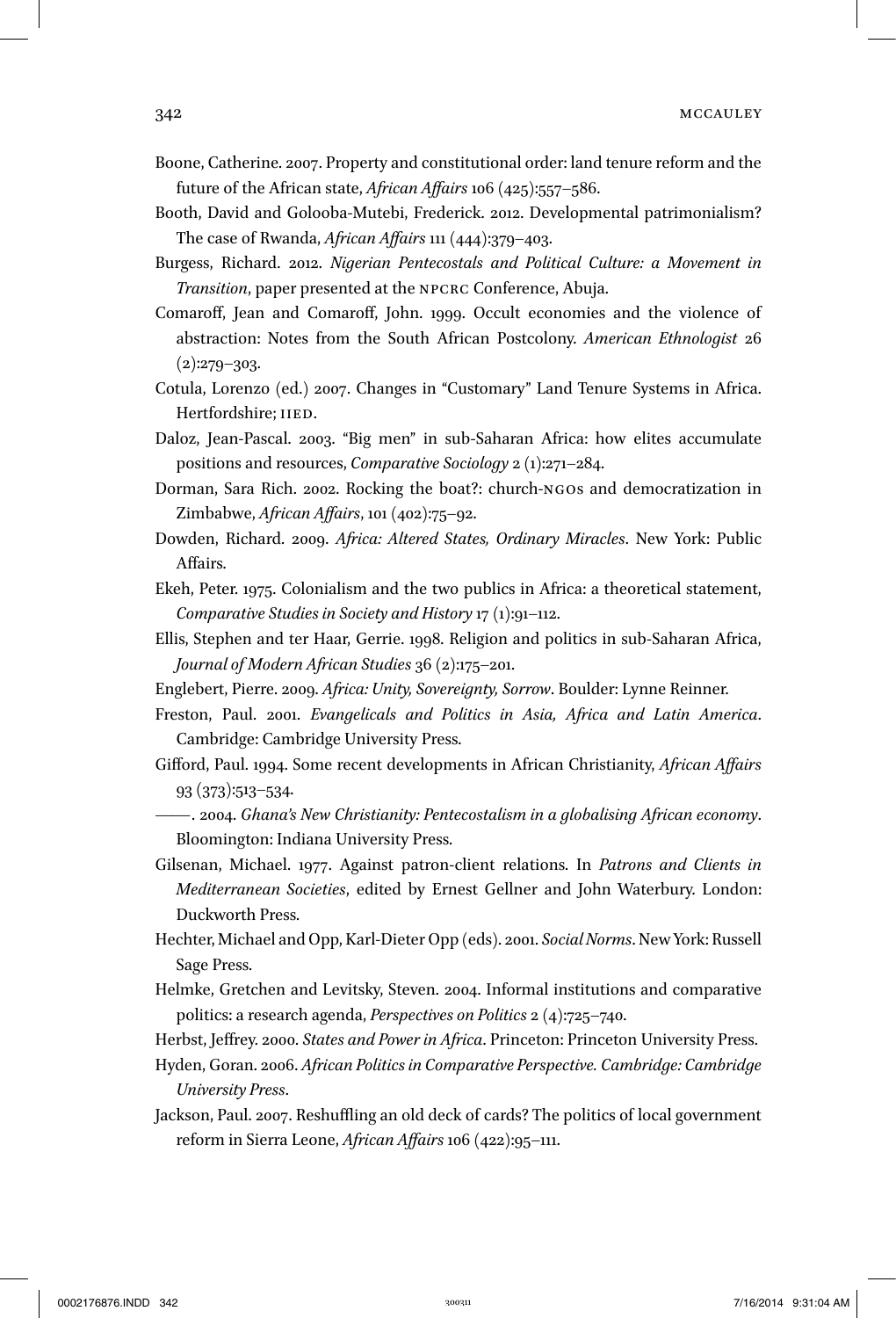Boone, Catherine. 2007. Property and constitutional order: land tenure reform and the future of the African state, *African Affairs* 106 (425):557–586.

Booth, David and Golooba-Mutebi, Frederick. 2012. Developmental patrimonialism? The case of Rwanda, *African Affairs* 111 (444):379–403.

Burgess, Richard. 2012. *Nigerian Pentecostals and Political Culture: a Movement in Transition*, paper presented at the NPCRC Conference, Abuja.

Comaroff, Jean and Comaroff, John. 1999. Occult economies and the violence of abstraction: Notes from the South African Postcolony. *American Ethnologist* 26 (2):279–303.

Cotula, Lorenzo (ed.) 2007. Changes in "Customary" Land Tenure Systems in Africa. Hertfordshire; IIED.

Daloz, Jean-Pascal. 2003. "Big men" in sub-Saharan Africa: how elites accumulate positions and resources, *Comparative Sociology* 2 (1):271–284.

Dorman, Sara Rich. 2002. Rocking the boat?: church-NGOs and democratization in Zimbabwe, *African Affairs*, 101 (402):75–92.

Dowden, Richard. 2009. *Africa: Altered States, Ordinary Miracles*. New York: Public Affairs.

Ekeh, Peter. 1975. Colonialism and the two publics in Africa: a theoretical statement, *Comparative Studies in Society and History* 17 (1):91–112.

Ellis, Stephen and ter Haar, Gerrie. 1998. Religion and politics in sub-Saharan Africa, *Journal of Modern African Studies* 36 (2):175–201.

Englebert, Pierre. 2009. *Africa: Unity, Sovereignty, Sorrow*. Boulder: Lynne Reinner.

Freston, Paul. 2001. *Evangelicals and Politics in Asia, Africa and Latin America*. Cambridge: Cambridge University Press.

Gifford, Paul. 1994. Some recent developments in African Christianity, *African Affairs* 93 (373):513–534.

——. 2004. *Ghana's New Christianity: Pentecostalism in a globalising African economy*. Bloomington: Indiana University Press.

Gilsenan, Michael. 1977. Against patron-client relations. In *Patrons and Clients in Mediterranean Societies*, edited by Ernest Gellner and John Waterbury. London: Duckworth Press.

Hechter, Michael and Opp, Karl-Dieter Opp (eds). 2001. *Social Norms*. New York: Russell Sage Press.

Helmke, Gretchen and Levitsky, Steven. 2004. Informal institutions and comparative politics: a research agenda, *Perspectives on Politics* 2 (4):725–740.

Herbst, Jeffrey. 2000. *States and Power in Africa*. Princeton: Princeton University Press.

Hyden, Goran. 2006. *African Politics in Comparative Perspective. Cambridge: Cambridge University Press*.

Jackson, Paul. 2007. Reshuffling an old deck of cards? The politics of local government reform in Sierra Leone, *African Affairs* 106 (422):95–111.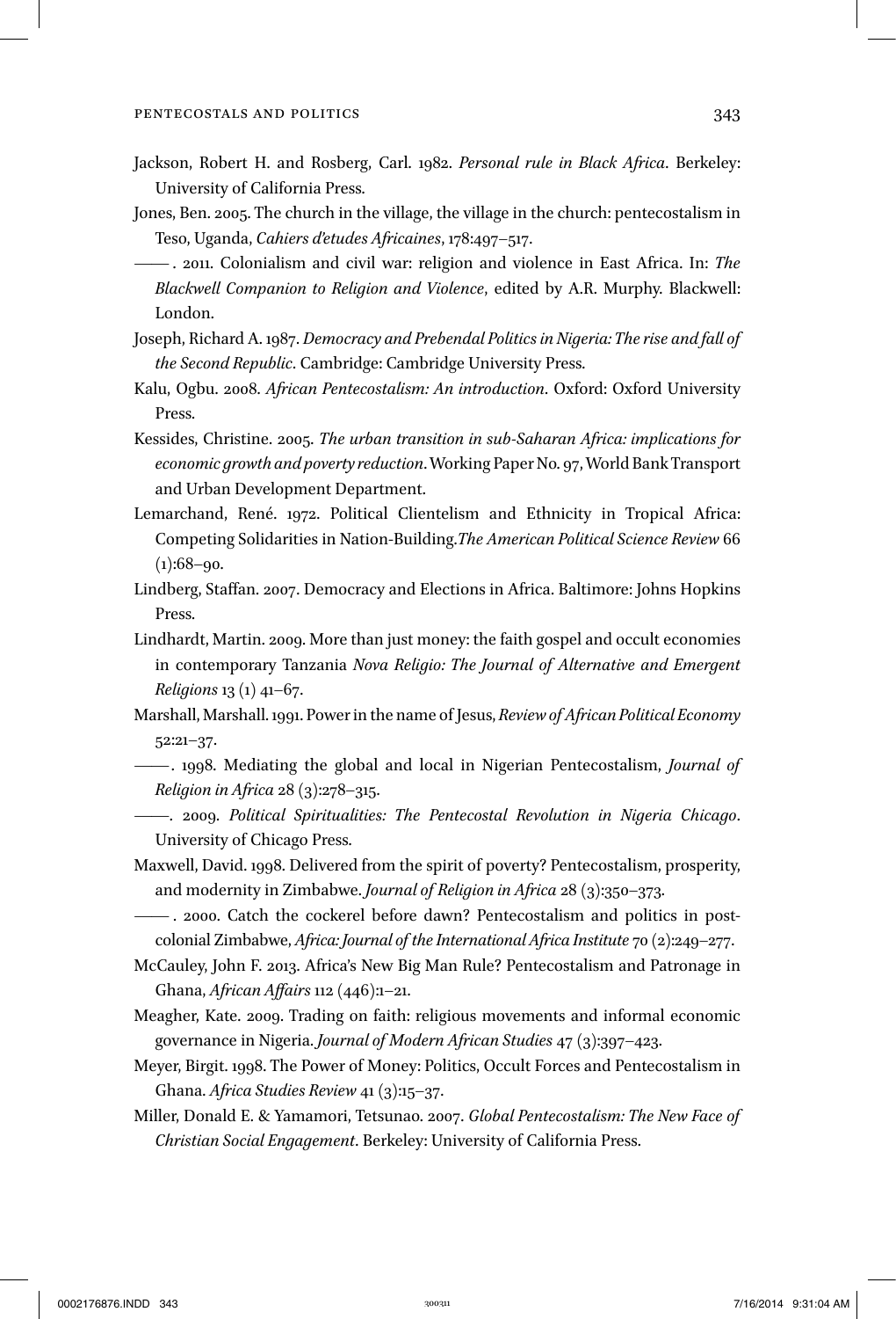Jackson, Robert H. and Rosberg, Carl. 1982. *Personal rule in Black Africa*. Berkeley: University of California Press.

Jones, Ben. 2005. The church in the village, the village in the church: pentecostalism in Teso, Uganda, *Cahiers d'etudes Africaines*, 178:497–517.

———. 2011. Colonialism and civil war: religion and violence in East Africa. In: *The Blackwell Companion to Religion and Violence*, edited by A.R. Murphy. Blackwell: London.

Joseph, Richard A. 1987. *Democracy and Prebendal Politics in Nigeria: The rise and fall of the Second Republic*. Cambridge: Cambridge University Press.

Kalu, Ogbu. 2008. *African Pentecostalism: An introduction*. Oxford: Oxford University Press.

Kessides, Christine. 2005. *The urban transition in sub-Saharan Africa: implications for economic growth and poverty reduction*. Working Paper No. 97, World Bank Transport and Urban Development Department.

Lemarchand, René. 1972. Political Clientelism and Ethnicity in Tropical Africa: Competing Solidarities in Nation-Building.*The American Political Science Review* 66 (1):68–90.

Lindberg, Staffan. 2007. Democracy and Elections in Africa. Baltimore: Johns Hopkins Press.

Lindhardt, Martin. 2009. More than just money: the faith gospel and occult economies in contemporary Tanzania *Nova Religio: The Journal of Alternative and Emergent Religions* 13 (1) 41–67.

Marshall, Marshall. 1991. Power in the name of Jesus, *Review of African Political Economy* 52:21–37.

———. 1998. Mediating the global and local in Nigerian Pentecostalism, *Journal of Religion in Africa* 28 (3):278–315.

———. 2009. *Political Spiritualities: The Pentecostal Revolution in Nigeria Chicago*. University of Chicago Press.

Maxwell, David. 1998. Delivered from the spirit of poverty? Pentecostalism, prosperity, and modernity in Zimbabwe. *Journal of Religion in Africa* 28 (3):350–373.

———. 2000. Catch the cockerel before dawn? Pentecostalism and politics in post-colonial Zimbabwe, *Africa: Journal of the International Africa Institute* 70 (2):249–277.

McCauley, John F. 2013. Africa's New Big Man Rule? Pentecostalism and Patronage in Ghana, *African Affairs* 112 (446):1–21.

Meagher, Kate. 2009. Trading on faith: religious movements and informal economic governance in Nigeria. *Journal of Modern African Studies* 47 (3):397–423.

Meyer, Birgit. 1998. The Power of Money: Politics, Occult Forces and Pentecostalism in Ghana. *Africa Studies Review* 41 (3):15–37.

Miller, Donald E. & Yamamori, Tetsunao. 2007. *Global Pentecostalism: The New Face of Christian Social Engagement*. Berkeley: University of California Press.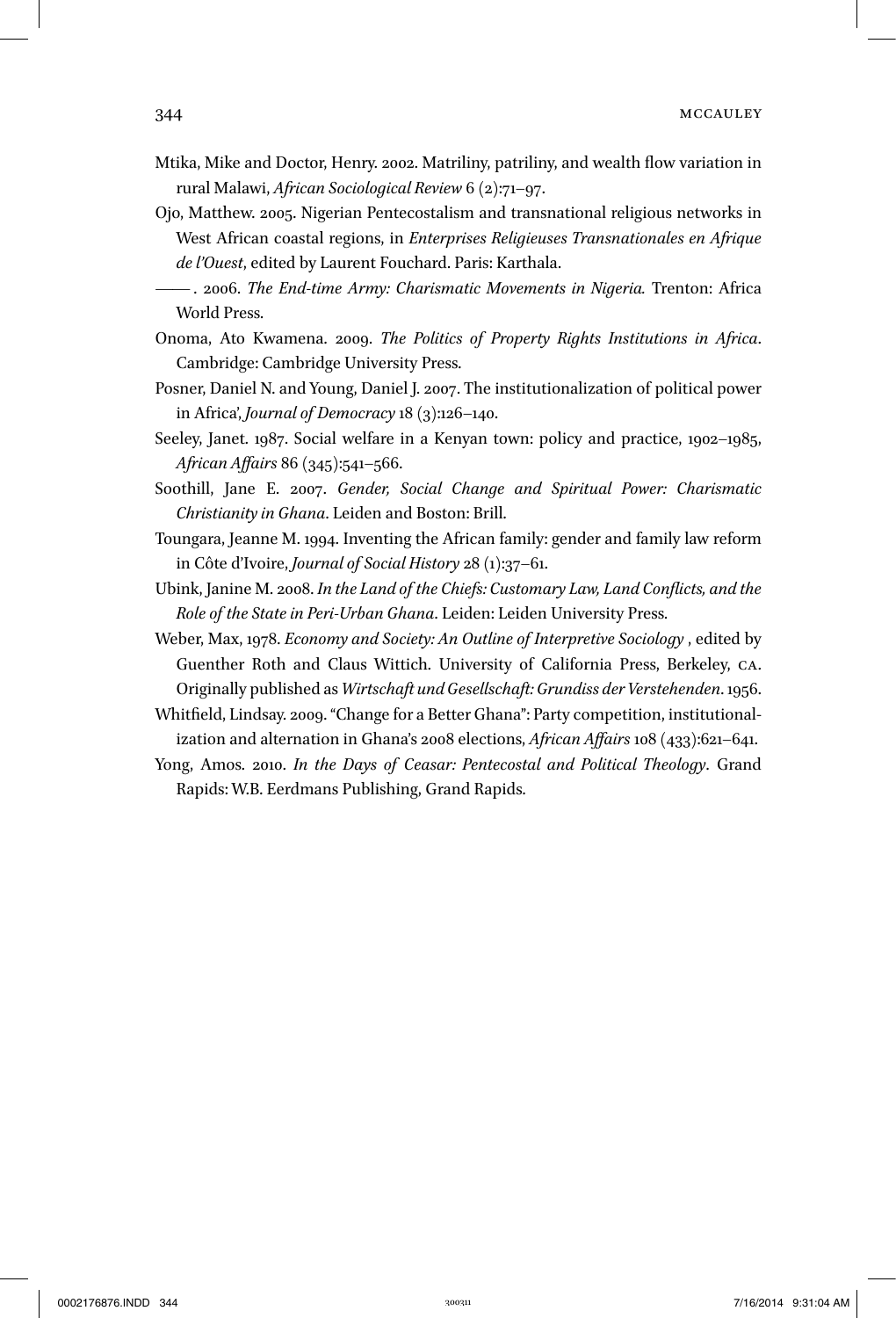Mtika, Mike and Doctor, Henry. 2002. Matriliny, patriliny, and wealth flow variation in rural Malawi, *African Sociological Review* 6 (2):71–97.

Ojo, Matthew. 2005. Nigerian Pentecostalism and transnational religious networks in West African coastal regions, in *Enterprises Religieuses Transnationales en Afrique de l'Ouest*, edited by Laurent Fouchard. Paris: Karthala.

———. 2006. *The End-time Army: Charismatic Movements in Nigeria.* Trenton: Africa World Press.

Onoma, Ato Kwamena. 2009. *The Politics of Property Rights Institutions in Africa*. Cambridge: Cambridge University Press.

Posner, Daniel N. and Young, Daniel J. 2007. The institutionalization of political power in Africa', *Journal of Democracy* 18 (3):126–140.

Seeley, Janet. 1987. Social welfare in a Kenyan town: policy and practice, 1902–1985, *African Affairs* 86 (345):541–566.

Soothill, Jane E. 2007. *Gender, Social Change and Spiritual Power: Charismatic Christianity in Ghana*. Leiden and Boston: Brill.

Toungara, Jeanne M. 1994. Inventing the African family: gender and family law reform in Côte d'Ivoire, *Journal of Social History* 28 (1):37–61.

Ubink, Janine M. 2008. *In the Land of the Chiefs: Customary Law, Land Conflicts, and the Role of the State in Peri-Urban Ghana*. Leiden: Leiden University Press.

Weber, Max, 1978. *Economy and Society: An Outline of Interpretive Sociology* , edited by Guenther Roth and Claus Wittich. University of California Press, Berkeley, CA. Originally published as *Wirtschaft und Gesellschaft: Grundiss der Verstehenden*. 1956.

Whitfield, Lindsay. 2009. "Change for a Better Ghana": Party competition, institutionalization and alternation in Ghana's 2008 elections, *African Affairs* 108 (433):621–641.

Yong, Amos. 2010. *In the Days of Ceasar: Pentecostal and Political Theology*. Grand Rapids: W.B. Eerdmans Publishing, Grand Rapids.